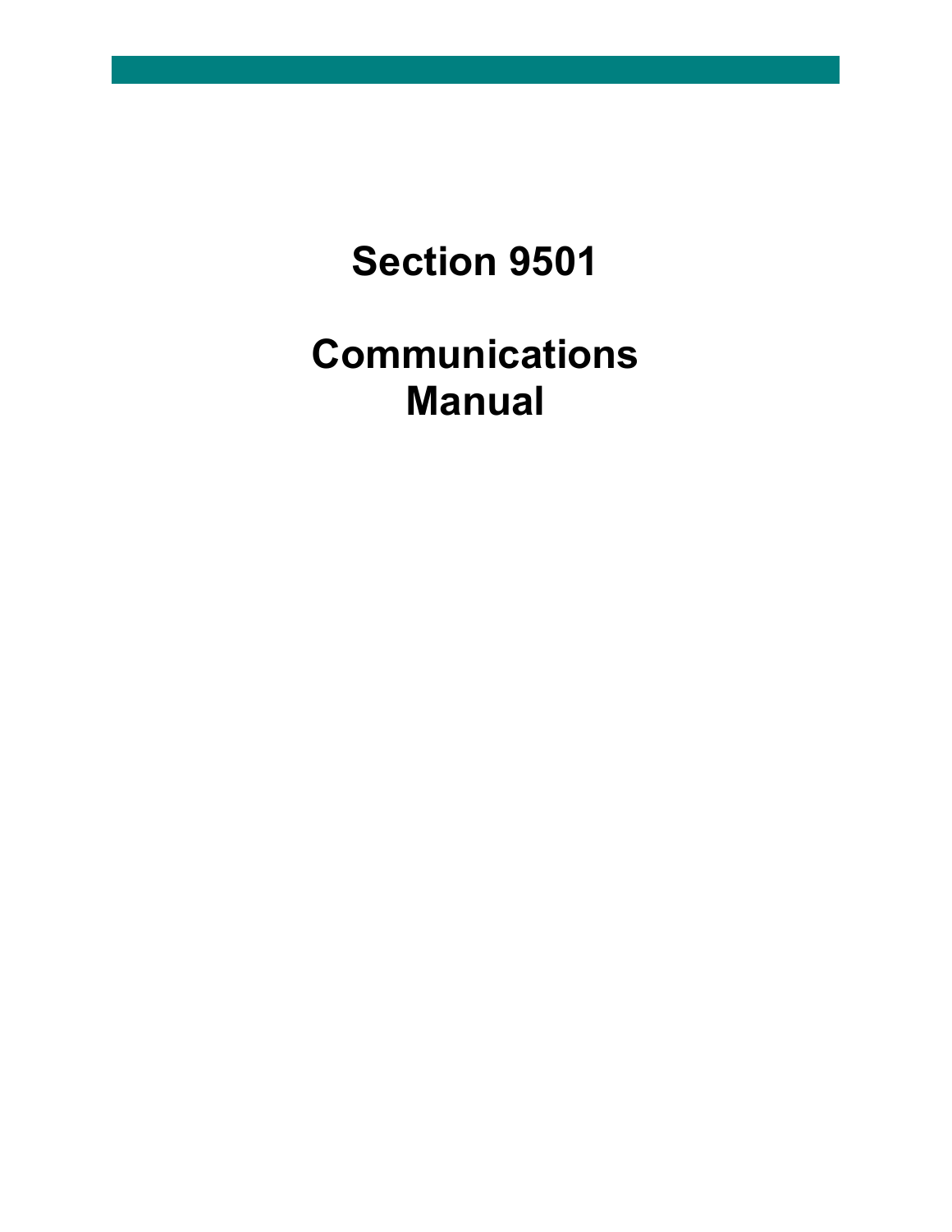# Section 9501

# Communications Manual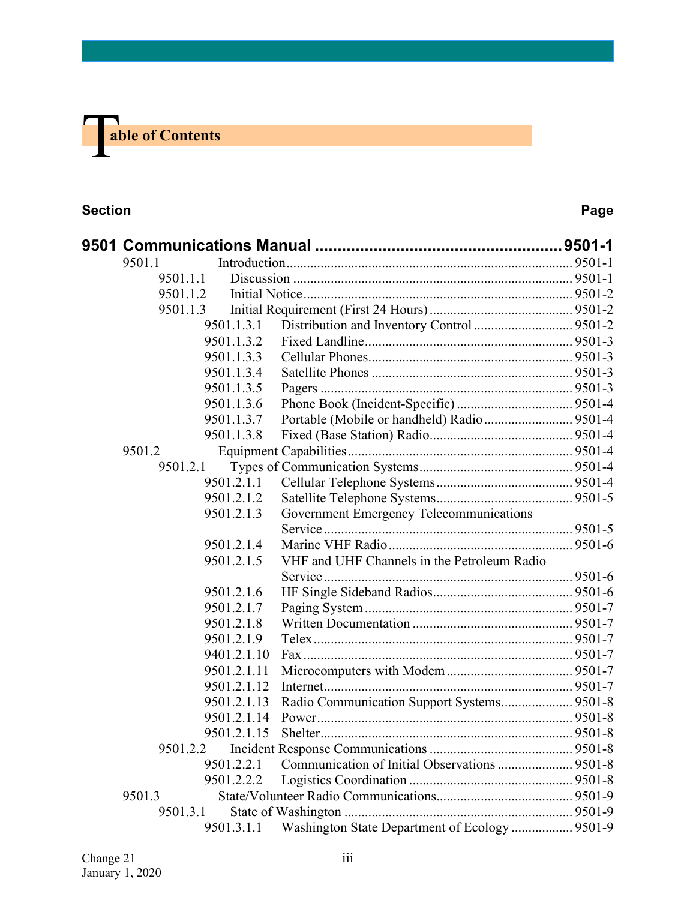# Table of Contents

| Section | | Page |
|---|---|---|
| **9501 Communications Manual** | | **9501-1** |
| 9501.1 | Introduction | 9501-1 |
| 9501.1.1 | Discussion | 9501-1 |
| 9501.1.2 | Initial Notice | 9501-2 |
| 9501.1.3 | Initial Requirement (First 24 Hours) | 9501-2 |
| 9501.1.3.1 | Distribution and Inventory Control | 9501-2 |
| 9501.1.3.2 | Fixed Landline | 9501-3 |
| 9501.1.3.3 | Cellular Phones | 9501-3 |
| 9501.1.3.4 | Satellite Phones | 9501-3 |
| 9501.1.3.5 | Pagers | 9501-3 |
| 9501.1.3.6 | Phone Book (Incident-Specific) | 9501-4 |
| 9501.1.3.7 | Portable (Mobile or handheld) Radio | 9501-4 |
| 9501.1.3.8 | Fixed (Base Station) Radio | 9501-4 |
| 9501.2 | Equipment Capabilities | 9501-4 |
| 9501.2.1 | Types of Communication Systems | 9501-4 |
| 9501.2.1.1 | Cellular Telephone Systems | 9501-4 |
| 9501.2.1.2 | Satellite Telephone Systems | 9501-5 |
| 9501.2.1.3 | Government Emergency Telecommunications Service | 9501-5 |
| 9501.2.1.4 | Marine VHF Radio | 9501-6 |
| 9501.2.1.5 | VHF and UHF Channels in the Petroleum Radio Service | 9501-6 |
| 9501.2.1.6 | HF Single Sideband Radios | 9501-6 |
| 9501.2.1.7 | Paging System | 9501-7 |
| 9501.2.1.8 | Written Documentation | 9501-7 |
| 9501.2.1.9 | Telex | 9501-7 |
| 9401.2.1.10 | Fax | 9501-7 |
| 9501.2.1.11 | Microcomputers with Modem | 9501-7 |
| 9501.2.1.12 | Internet | 9501-7 |
| 9501.2.1.13 | Radio Communication Support Systems | 9501-8 |
| 9501.2.1.14 | Power | 9501-8 |
| 9501.2.1.15 | Shelter | 9501-8 |
| 9501.2.2 | Incident Response Communications | 9501-8 |
| 9501.2.2.1 | Communication of Initial Observations | 9501-8 |
| 9501.2.2.2 | Logistics Coordination | 9501-8 |
| 9501.3 | State/Volunteer Radio Communications | 9501-9 |
| 9501.3.1 | State of Washington | 9501-9 |
| 9501.3.1.1 | Washington State Department of Ecology | 9501-9 |

Change 21
January 1, 2020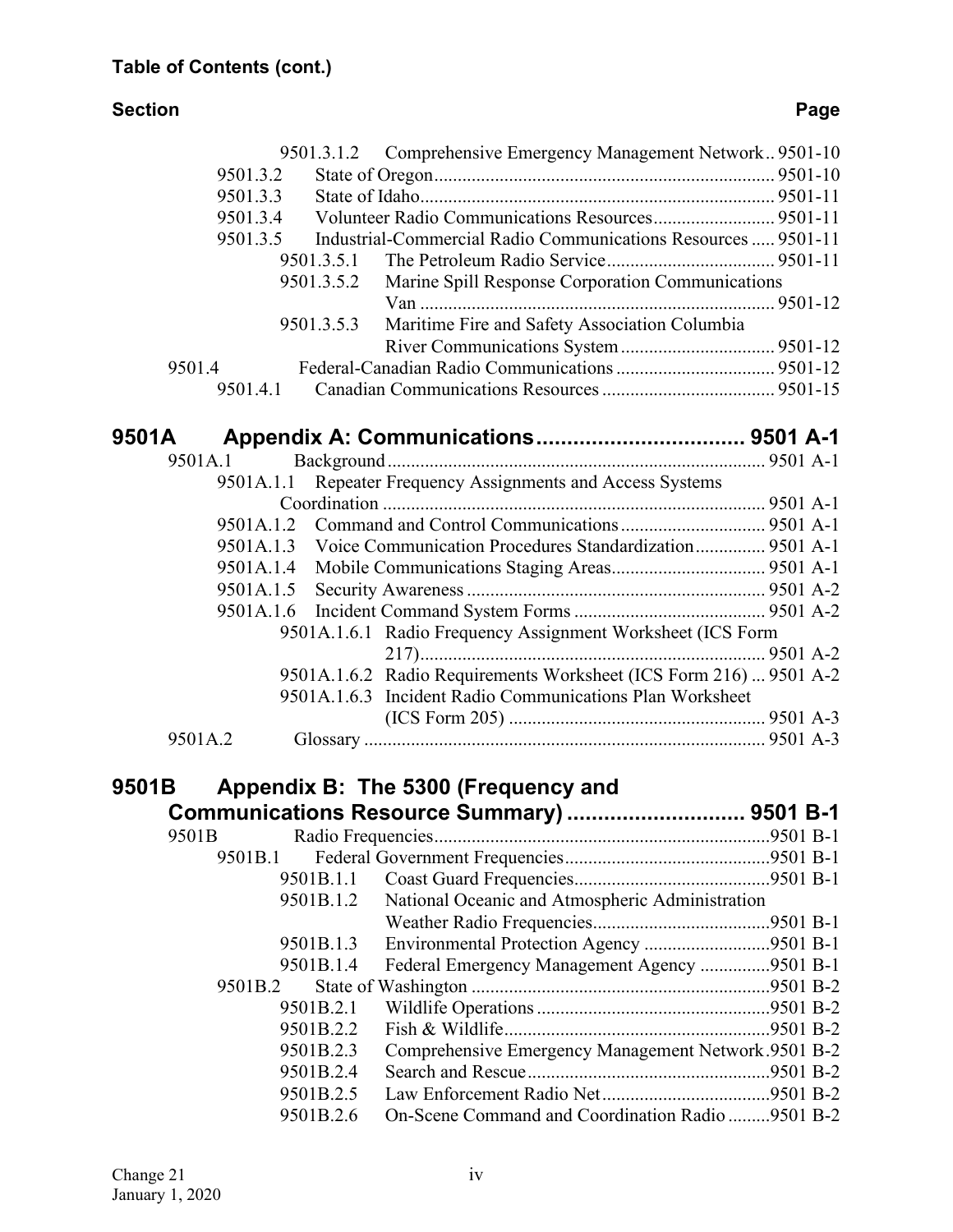**Table of Contents (cont.)**

| Section | | Page |
|---|---|---|
| 9501.3.1.2 | Comprehensive Emergency Management Network | 9501-10 |
| 9501.3.2 | State of Oregon | 9501-10 |
| 9501.3.3 | State of Idaho | 9501-11 |
| 9501.3.4 | Volunteer Radio Communications Resources | 9501-11 |
| 9501.3.5 | Industrial-Commercial Radio Communications Resources | 9501-11 |
| 9501.3.5.1 | The Petroleum Radio Service | 9501-11 |
| 9501.3.5.2 | Marine Spill Response Corporation Communications Van | 9501-12 |
| 9501.3.5.3 | Maritime Fire and Safety Association Columbia River Communications System | 9501-12 |
| 9501.4 | Federal-Canadian Radio Communications | 9501-12 |
| 9501.4.1 | Canadian Communications Resources | 9501-15 |

## 9501A Appendix A: Communications ... 9501 A-1

| Section | | Page |
|---|---|---|
| 9501A.1 | Background | 9501 A-1 |
| 9501A.1.1 | Repeater Frequency Assignments and Access Systems Coordination | 9501 A-1 |
| 9501A.1.2 | Command and Control Communications | 9501 A-1 |
| 9501A.1.3 | Voice Communication Procedures Standardization | 9501 A-1 |
| 9501A.1.4 | Mobile Communications Staging Areas | 9501 A-1 |
| 9501A.1.5 | Security Awareness | 9501 A-2 |
| 9501A.1.6 | Incident Command System Forms | 9501 A-2 |
| 9501A.1.6.1 | Radio Frequency Assignment Worksheet (ICS Form 217) | 9501 A-2 |
| 9501A.1.6.2 | Radio Requirements Worksheet (ICS Form 216) | 9501 A-2 |
| 9501A.1.6.3 | Incident Radio Communications Plan Worksheet (ICS Form 205) | 9501 A-3 |
| 9501A.2 | Glossary | 9501 A-3 |

## 9501B Appendix B: The 5300 (Frequency and Communications Resource Summary) ... 9501 B-1

| Section | | Page |
|---|---|---|
| 9501B | Radio Frequencies | 9501 B-1 |
| 9501B.1 | Federal Government Frequencies | 9501 B-1 |
| 9501B.1.1 | Coast Guard Frequencies | 9501 B-1 |
| 9501B.1.2 | National Oceanic and Atmospheric Administration Weather Radio Frequencies | 9501 B-1 |
| 9501B.1.3 | Environmental Protection Agency | 9501 B-1 |
| 9501B.1.4 | Federal Emergency Management Agency | 9501 B-1 |
| 9501B.2 | State of Washington | 9501 B-2 |
| 9501B.2.1 | Wildlife Operations | 9501 B-2 |
| 9501B.2.2 | Fish & Wildlife | 9501 B-2 |
| 9501B.2.3 | Comprehensive Emergency Management Network | 9501 B-2 |
| 9501B.2.4 | Search and Rescue | 9501 B-2 |
| 9501B.2.5 | Law Enforcement Radio Net | 9501 B-2 |
| 9501B.2.6 | On-Scene Command and Coordination Radio | 9501 B-2 |

Change 21
January 1, 2020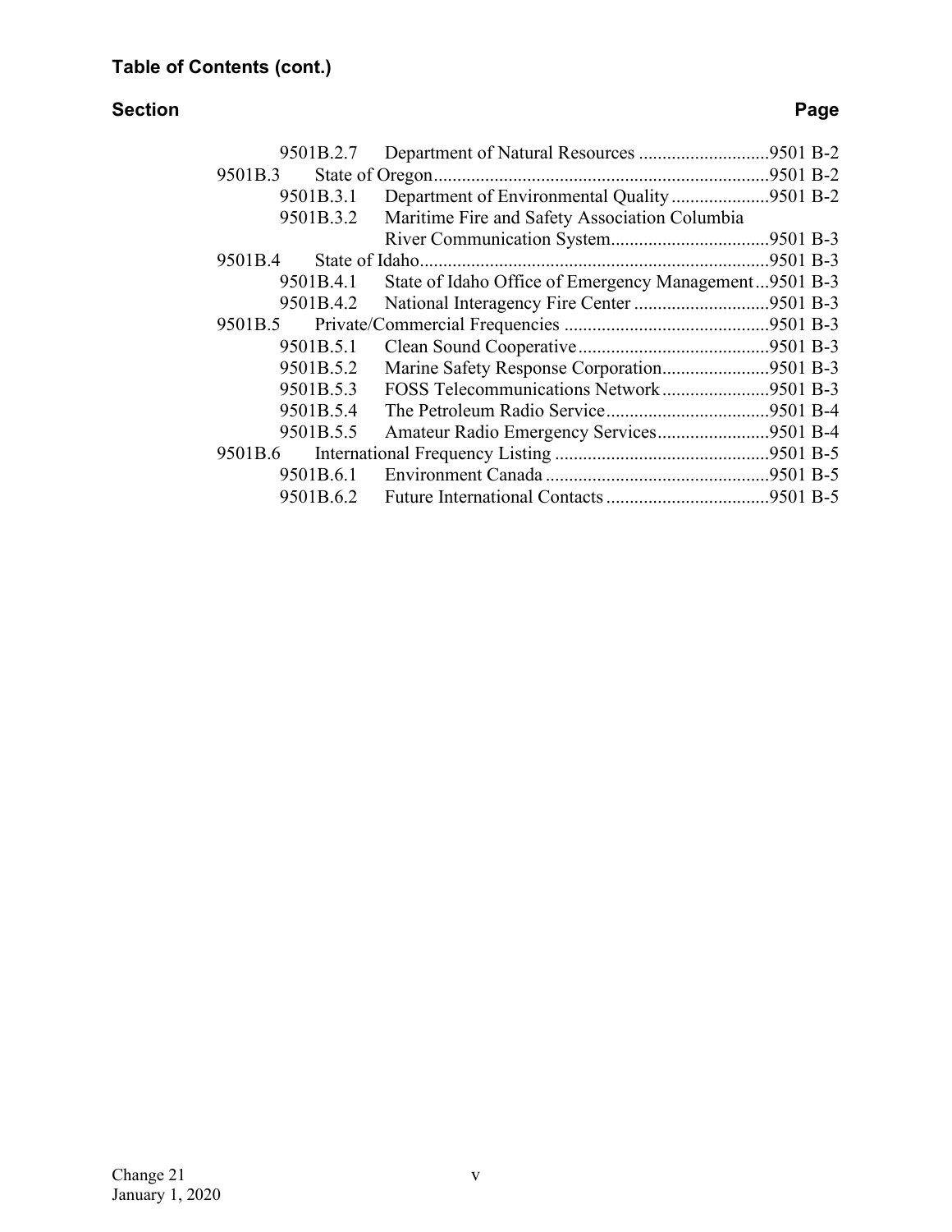**Table of Contents (cont.)**

| Section | | Page |
|---|---|---|
| 9501B.2.7 | Department of Natural Resources | 9501 B-2 |
| 9501B.3 | State of Oregon | 9501 B-2 |
| 9501B.3.1 | Department of Environmental Quality | 9501 B-2 |
| 9501B.3.2 | Maritime Fire and Safety Association Columbia River Communication System | 9501 B-3 |
| 9501B.4 | State of Idaho | 9501 B-3 |
| 9501B.4.1 | State of Idaho Office of Emergency Management | 9501 B-3 |
| 9501B.4.2 | National Interagency Fire Center | 9501 B-3 |
| 9501B.5 | Private/Commercial Frequencies | 9501 B-3 |
| 9501B.5.1 | Clean Sound Cooperative | 9501 B-3 |
| 9501B.5.2 | Marine Safety Response Corporation | 9501 B-3 |
| 9501B.5.3 | FOSS Telecommunications Network | 9501 B-3 |
| 9501B.5.4 | The Petroleum Radio Service | 9501 B-4 |
| 9501B.5.5 | Amateur Radio Emergency Services | 9501 B-4 |
| 9501B.6 | International Frequency Listing | 9501 B-5 |
| 9501B.6.1 | Environment Canada | 9501 B-5 |
| 9501B.6.2 | Future International Contacts | 9501 B-5 |

Change 21
January 1, 2020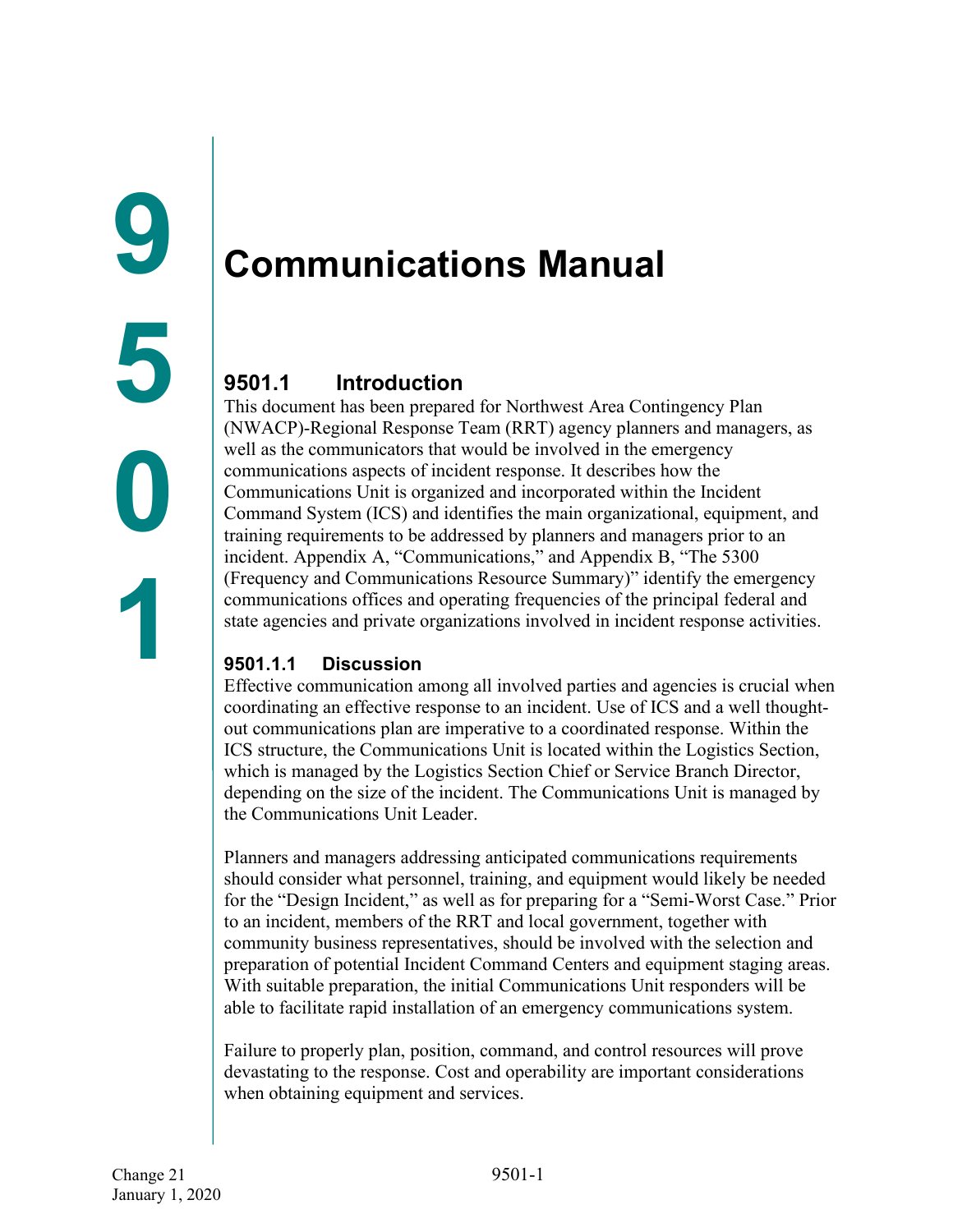# 9501 Communications Manual

## 9501.1 Introduction

This document has been prepared for Northwest Area Contingency Plan (NWACP)-Regional Response Team (RRT) agency planners and managers, as well as the communicators that would be involved in the emergency communications aspects of incident response. It describes how the Communications Unit is organized and incorporated within the Incident Command System (ICS) and identifies the main organizational, equipment, and training requirements to be addressed by planners and managers prior to an incident. Appendix A, "Communications," and Appendix B, "The 5300 (Frequency and Communications Resource Summary)" identify the emergency communications offices and operating frequencies of the principal federal and state agencies and private organizations involved in incident response activities.

### 9501.1.1 Discussion

Effective communication among all involved parties and agencies is crucial when coordinating an effective response to an incident. Use of ICS and a well thought-out communications plan are imperative to a coordinated response. Within the ICS structure, the Communications Unit is located within the Logistics Section, which is managed by the Logistics Section Chief or Service Branch Director, depending on the size of the incident. The Communications Unit is managed by the Communications Unit Leader.

Planners and managers addressing anticipated communications requirements should consider what personnel, training, and equipment would likely be needed for the "Design Incident," as well as for preparing for a "Semi-Worst Case." Prior to an incident, members of the RRT and local government, together with community business representatives, should be involved with the selection and preparation of potential Incident Command Centers and equipment staging areas. With suitable preparation, the initial Communications Unit responders will be able to facilitate rapid installation of an emergency communications system.

Failure to properly plan, position, command, and control resources will prove devastating to the response. Cost and operability are important considerations when obtaining equipment and services.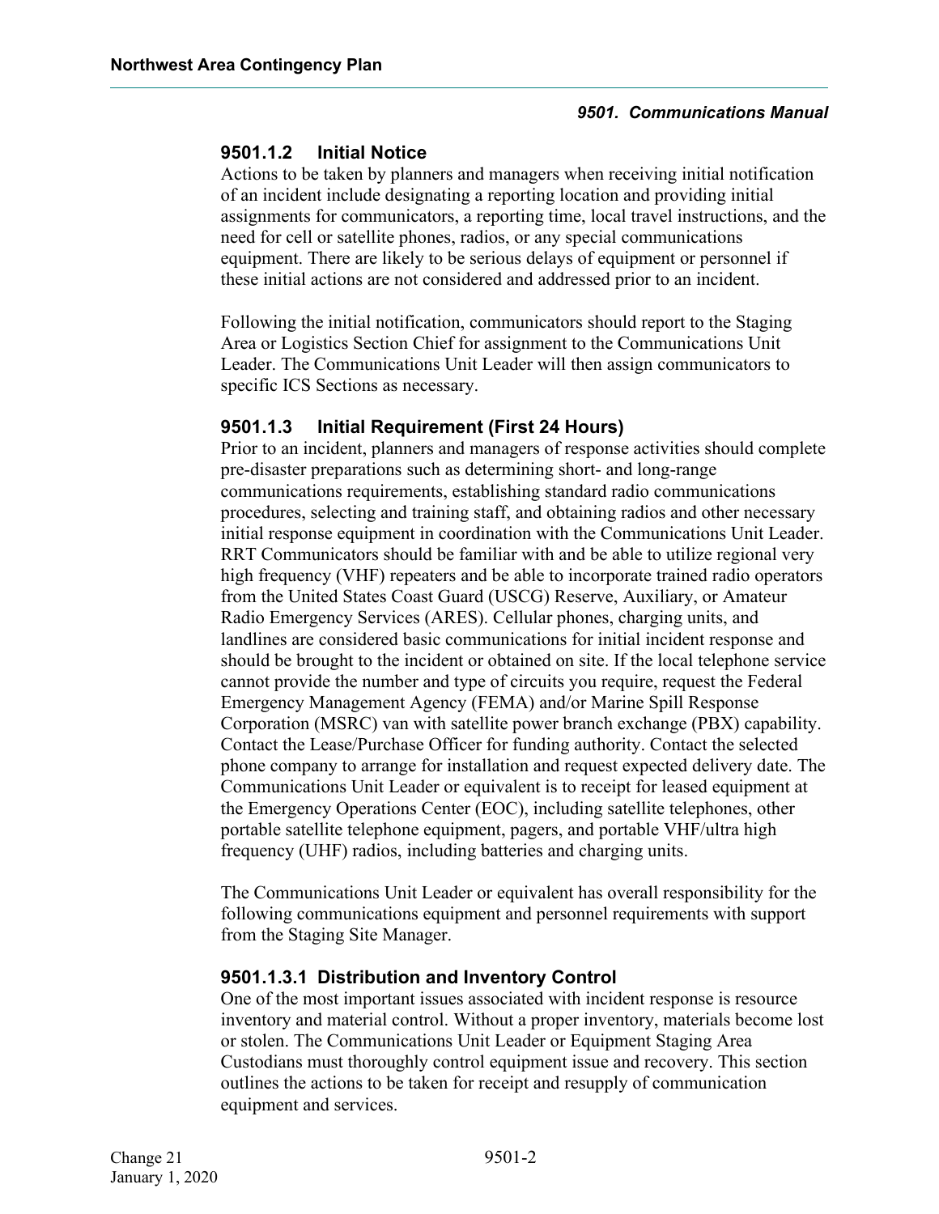### 9501.1.2 Initial Notice

Actions to be taken by planners and managers when receiving initial notification of an incident include designating a reporting location and providing initial assignments for communicators, a reporting time, local travel instructions, and the need for cell or satellite phones, radios, or any special communications equipment. There are likely to be serious delays of equipment or personnel if these initial actions are not considered and addressed prior to an incident.

Following the initial notification, communicators should report to the Staging Area or Logistics Section Chief for assignment to the Communications Unit Leader. The Communications Unit Leader will then assign communicators to specific ICS Sections as necessary.

### 9501.1.3 Initial Requirement (First 24 Hours)

Prior to an incident, planners and managers of response activities should complete pre-disaster preparations such as determining short- and long-range communications requirements, establishing standard radio communications procedures, selecting and training staff, and obtaining radios and other necessary initial response equipment in coordination with the Communications Unit Leader. RRT Communicators should be familiar with and be able to utilize regional very high frequency (VHF) repeaters and be able to incorporate trained radio operators from the United States Coast Guard (USCG) Reserve, Auxiliary, or Amateur Radio Emergency Services (ARES). Cellular phones, charging units, and landlines are considered basic communications for initial incident response and should be brought to the incident or obtained on site. If the local telephone service cannot provide the number and type of circuits you require, request the Federal Emergency Management Agency (FEMA) and/or Marine Spill Response Corporation (MSRC) van with satellite power branch exchange (PBX) capability. Contact the Lease/Purchase Officer for funding authority. Contact the selected phone company to arrange for installation and request expected delivery date. The Communications Unit Leader or equivalent is to receipt for leased equipment at the Emergency Operations Center (EOC), including satellite telephones, other portable satellite telephone equipment, pagers, and portable VHF/ultra high frequency (UHF) radios, including batteries and charging units.

The Communications Unit Leader or equivalent has overall responsibility for the following communications equipment and personnel requirements with support from the Staging Site Manager.

#### 9501.1.3.1 Distribution and Inventory Control

One of the most important issues associated with incident response is resource inventory and material control. Without a proper inventory, materials become lost or stolen. The Communications Unit Leader or Equipment Staging Area Custodians must thoroughly control equipment issue and recovery. This section outlines the actions to be taken for receipt and resupply of communication equipment and services.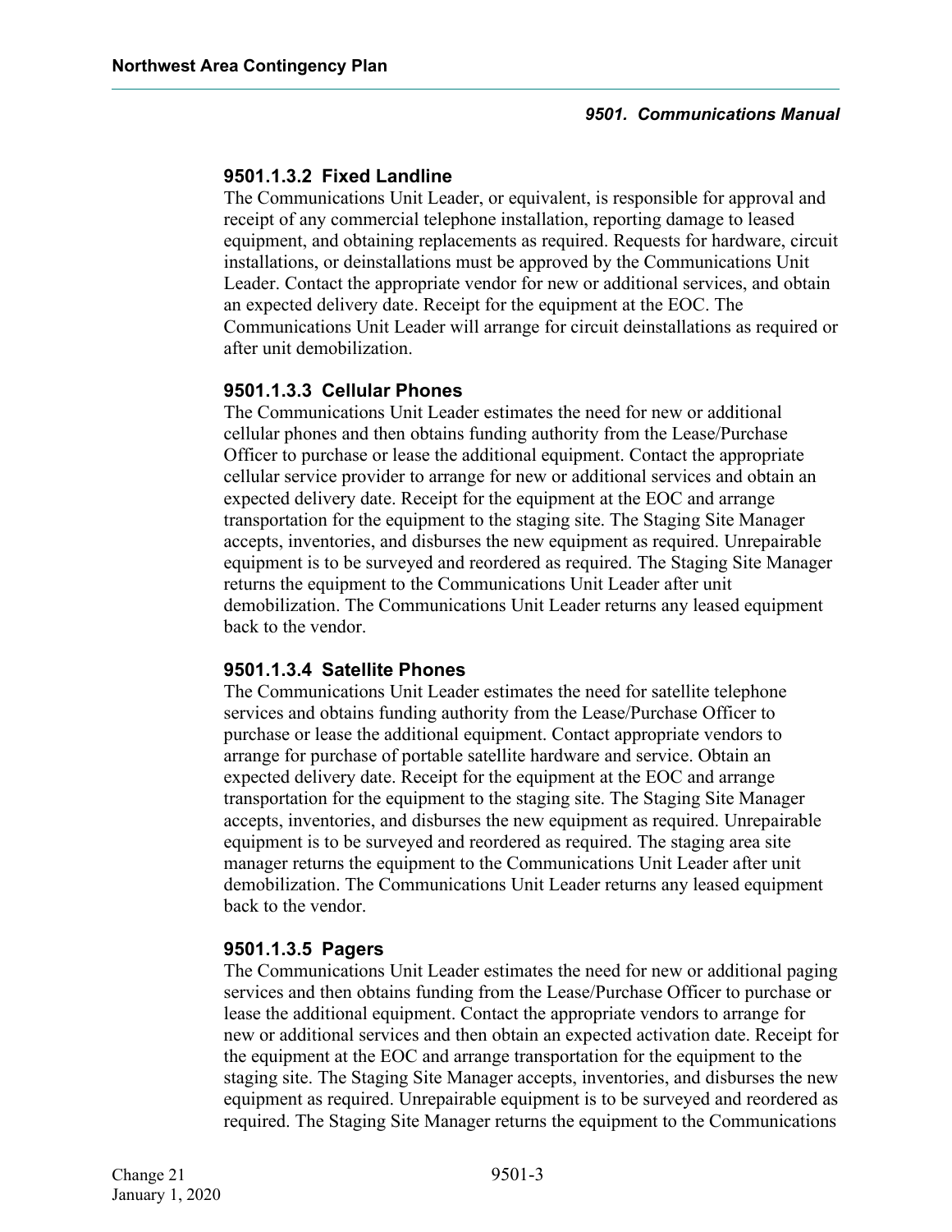#### 9501.1.3.2 Fixed Landline

The Communications Unit Leader, or equivalent, is responsible for approval and receipt of any commercial telephone installation, reporting damage to leased equipment, and obtaining replacements as required. Requests for hardware, circuit installations, or deinstallations must be approved by the Communications Unit Leader. Contact the appropriate vendor for new or additional services, and obtain an expected delivery date. Receipt for the equipment at the EOC. The Communications Unit Leader will arrange for circuit deinstallations as required or after unit demobilization.

#### 9501.1.3.3 Cellular Phones

The Communications Unit Leader estimates the need for new or additional cellular phones and then obtains funding authority from the Lease/Purchase Officer to purchase or lease the additional equipment. Contact the appropriate cellular service provider to arrange for new or additional services and obtain an expected delivery date. Receipt for the equipment at the EOC and arrange transportation for the equipment to the staging site. The Staging Site Manager accepts, inventories, and disburses the new equipment as required. Unrepairable equipment is to be surveyed and reordered as required. The Staging Site Manager returns the equipment to the Communications Unit Leader after unit demobilization. The Communications Unit Leader returns any leased equipment back to the vendor.

#### 9501.1.3.4 Satellite Phones

The Communications Unit Leader estimates the need for satellite telephone services and obtains funding authority from the Lease/Purchase Officer to purchase or lease the additional equipment. Contact appropriate vendors to arrange for purchase of portable satellite hardware and service. Obtain an expected delivery date. Receipt for the equipment at the EOC and arrange transportation for the equipment to the staging site. The Staging Site Manager accepts, inventories, and disburses the new equipment as required. Unrepairable equipment is to be surveyed and reordered as required. The staging area site manager returns the equipment to the Communications Unit Leader after unit demobilization. The Communications Unit Leader returns any leased equipment back to the vendor.

#### 9501.1.3.5 Pagers

The Communications Unit Leader estimates the need for new or additional paging services and then obtains funding from the Lease/Purchase Officer to purchase or lease the additional equipment. Contact the appropriate vendors to arrange for new or additional services and then obtain an expected activation date. Receipt for the equipment at the EOC and arrange transportation for the equipment to the staging site. The Staging Site Manager accepts, inventories, and disburses the new equipment as required. Unrepairable equipment is to be surveyed and reordered as required. The Staging Site Manager returns the equipment to the Communications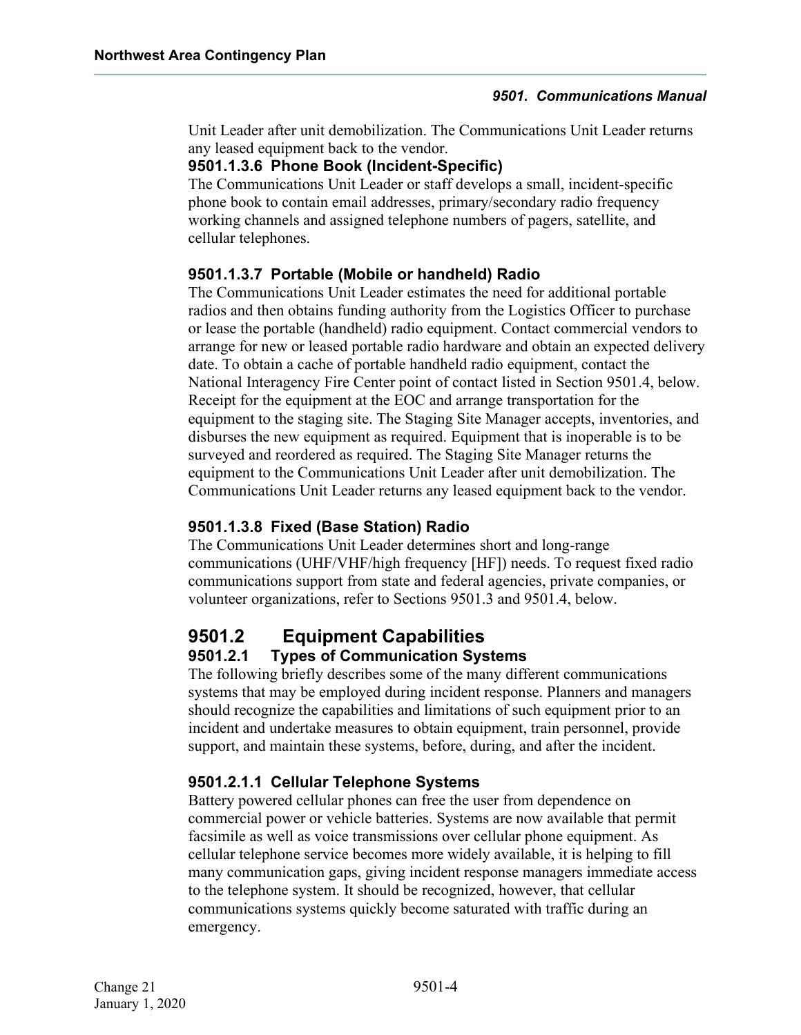Unit Leader after unit demobilization. The Communications Unit Leader returns any leased equipment back to the vendor.

#### 9501.1.3.6 Phone Book (Incident-Specific)

The Communications Unit Leader or staff develops a small, incident-specific phone book to contain email addresses, primary/secondary radio frequency working channels and assigned telephone numbers of pagers, satellite, and cellular telephones.

#### 9501.1.3.7 Portable (Mobile or handheld) Radio

The Communications Unit Leader estimates the need for additional portable radios and then obtains funding authority from the Logistics Officer to purchase or lease the portable (handheld) radio equipment. Contact commercial vendors to arrange for new or leased portable radio hardware and obtain an expected delivery date. To obtain a cache of portable handheld radio equipment, contact the National Interagency Fire Center point of contact listed in Section 9501.4, below. Receipt for the equipment at the EOC and arrange transportation for the equipment to the staging site. The Staging Site Manager accepts, inventories, and disburses the new equipment as required. Equipment that is inoperable is to be surveyed and reordered as required. The Staging Site Manager returns the equipment to the Communications Unit Leader after unit demobilization. The Communications Unit Leader returns any leased equipment back to the vendor.

#### 9501.1.3.8 Fixed (Base Station) Radio

The Communications Unit Leader determines short and long-range communications (UHF/VHF/high frequency [HF]) needs. To request fixed radio communications support from state and federal agencies, private companies, or volunteer organizations, refer to Sections 9501.3 and 9501.4, below.

## 9501.2 Equipment Capabilities

### 9501.2.1 Types of Communication Systems

The following briefly describes some of the many different communications systems that may be employed during incident response. Planners and managers should recognize the capabilities and limitations of such equipment prior to an incident and undertake measures to obtain equipment, train personnel, provide support, and maintain these systems, before, during, and after the incident.

#### 9501.2.1.1 Cellular Telephone Systems

Battery powered cellular phones can free the user from dependence on commercial power or vehicle batteries. Systems are now available that permit facsimile as well as voice transmissions over cellular phone equipment. As cellular telephone service becomes more widely available, it is helping to fill many communication gaps, giving incident response managers immediate access to the telephone system. It should be recognized, however, that cellular communications systems quickly become saturated with traffic during an emergency.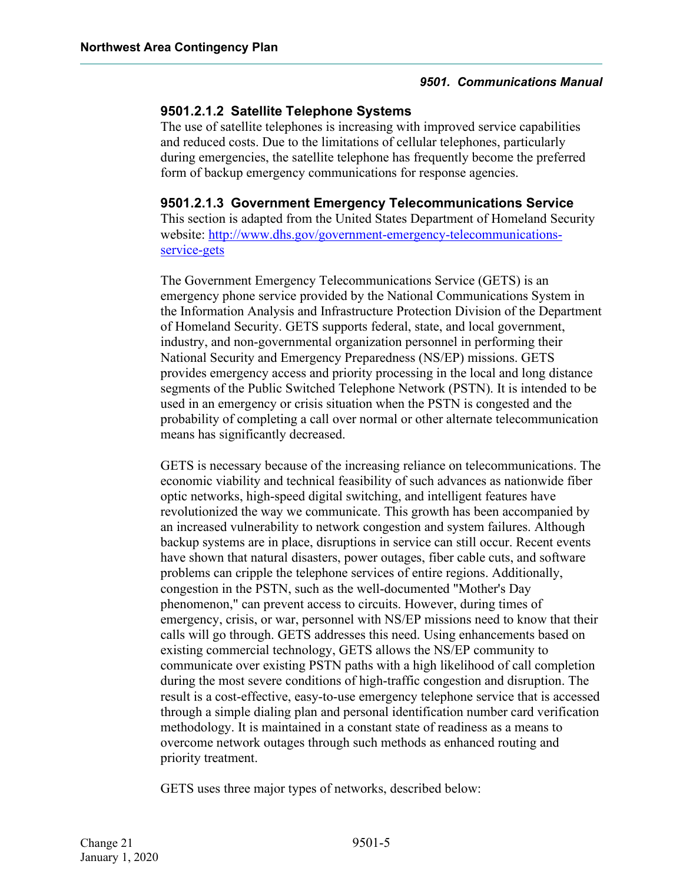#### 9501.2.1.2 Satellite Telephone Systems

The use of satellite telephones is increasing with improved service capabilities and reduced costs. Due to the limitations of cellular telephones, particularly during emergencies, the satellite telephone has frequently become the preferred form of backup emergency communications for response agencies.

#### 9501.2.1.3 Government Emergency Telecommunications Service

This section is adapted from the United States Department of Homeland Security website: [http://www.dhs.gov/government-emergency-telecommunications-service-gets](http://www.dhs.gov/government-emergency-telecommunications-service-gets)

The Government Emergency Telecommunications Service (GETS) is an emergency phone service provided by the National Communications System in the Information Analysis and Infrastructure Protection Division of the Department of Homeland Security. GETS supports federal, state, and local government, industry, and non-governmental organization personnel in performing their National Security and Emergency Preparedness (NS/EP) missions. GETS provides emergency access and priority processing in the local and long distance segments of the Public Switched Telephone Network (PSTN). It is intended to be used in an emergency or crisis situation when the PSTN is congested and the probability of completing a call over normal or other alternate telecommunication means has significantly decreased.

GETS is necessary because of the increasing reliance on telecommunications. The economic viability and technical feasibility of such advances as nationwide fiber optic networks, high-speed digital switching, and intelligent features have revolutionized the way we communicate. This growth has been accompanied by an increased vulnerability to network congestion and system failures. Although backup systems are in place, disruptions in service can still occur. Recent events have shown that natural disasters, power outages, fiber cable cuts, and software problems can cripple the telephone services of entire regions. Additionally, congestion in the PSTN, such as the well-documented "Mother's Day phenomenon," can prevent access to circuits. However, during times of emergency, crisis, or war, personnel with NS/EP missions need to know that their calls will go through. GETS addresses this need. Using enhancements based on existing commercial technology, GETS allows the NS/EP community to communicate over existing PSTN paths with a high likelihood of call completion during the most severe conditions of high-traffic congestion and disruption. The result is a cost-effective, easy-to-use emergency telephone service that is accessed through a simple dialing plan and personal identification number card verification methodology. It is maintained in a constant state of readiness as a means to overcome network outages through such methods as enhanced routing and priority treatment.

GETS uses three major types of networks, described below: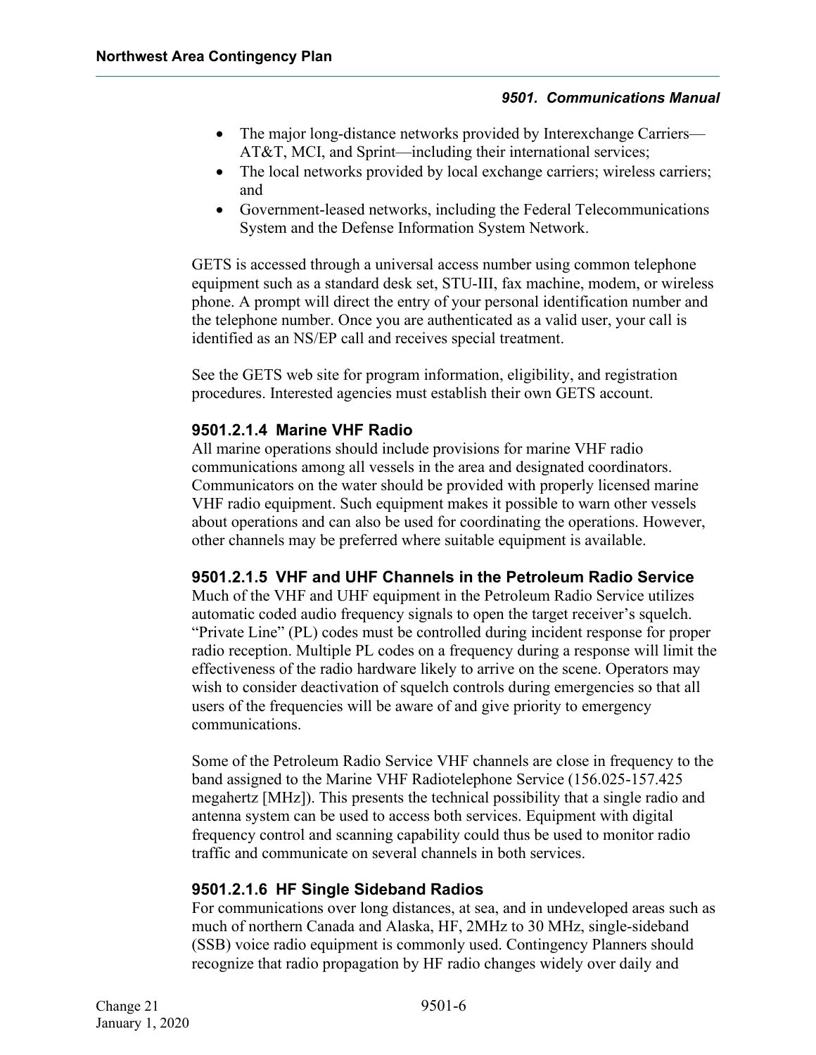- The major long-distance networks provided by Interexchange Carriers—AT&T, MCI, and Sprint—including their international services;
- The local networks provided by local exchange carriers; wireless carriers; and
- Government-leased networks, including the Federal Telecommunications System and the Defense Information System Network.

GETS is accessed through a universal access number using common telephone equipment such as a standard desk set, STU-III, fax machine, modem, or wireless phone. A prompt will direct the entry of your personal identification number and the telephone number. Once you are authenticated as a valid user, your call is identified as an NS/EP call and receives special treatment.

See the GETS web site for program information, eligibility, and registration procedures. Interested agencies must establish their own GETS account.

#### 9501.2.1.4 Marine VHF Radio

All marine operations should include provisions for marine VHF radio communications among all vessels in the area and designated coordinators. Communicators on the water should be provided with properly licensed marine VHF radio equipment. Such equipment makes it possible to warn other vessels about operations and can also be used for coordinating the operations. However, other channels may be preferred where suitable equipment is available.

#### 9501.2.1.5 VHF and UHF Channels in the Petroleum Radio Service

Much of the VHF and UHF equipment in the Petroleum Radio Service utilizes automatic coded audio frequency signals to open the target receiver's squelch. "Private Line" (PL) codes must be controlled during incident response for proper radio reception. Multiple PL codes on a frequency during a response will limit the effectiveness of the radio hardware likely to arrive on the scene. Operators may wish to consider deactivation of squelch controls during emergencies so that all users of the frequencies will be aware of and give priority to emergency communications.

Some of the Petroleum Radio Service VHF channels are close in frequency to the band assigned to the Marine VHF Radiotelephone Service (156.025-157.425 megahertz [MHz]). This presents the technical possibility that a single radio and antenna system can be used to access both services. Equipment with digital frequency control and scanning capability could thus be used to monitor radio traffic and communicate on several channels in both services.

#### 9501.2.1.6 HF Single Sideband Radios

For communications over long distances, at sea, and in undeveloped areas such as much of northern Canada and Alaska, HF, 2MHz to 30 MHz, single-sideband (SSB) voice radio equipment is commonly used. Contingency Planners should recognize that radio propagation by HF radio changes widely over daily and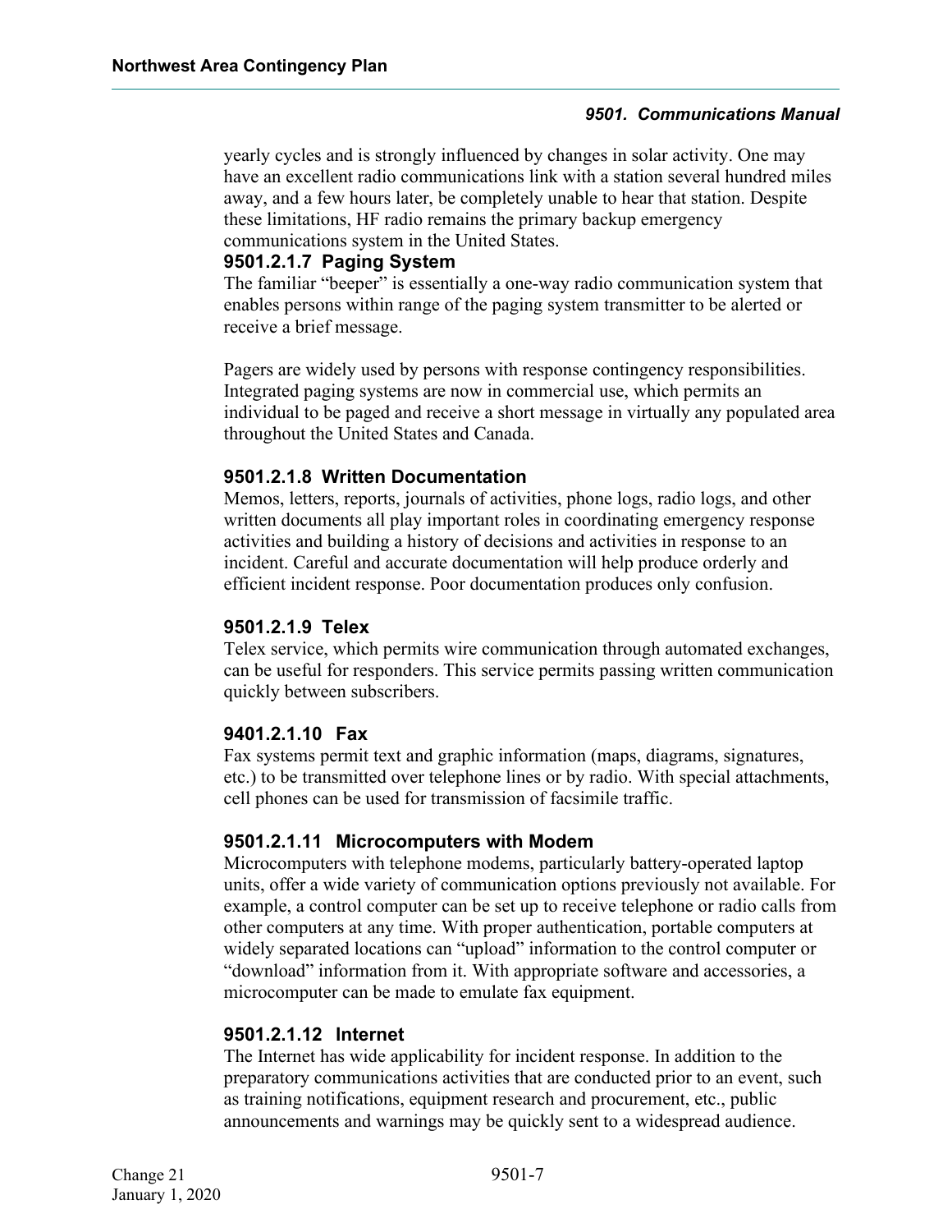yearly cycles and is strongly influenced by changes in solar activity. One may have an excellent radio communications link with a station several hundred miles away, and a few hours later, be completely unable to hear that station. Despite these limitations, HF radio remains the primary backup emergency communications system in the United States.

### 9501.2.1.7 Paging System

The familiar "beeper" is essentially a one-way radio communication system that enables persons within range of the paging system transmitter to be alerted or receive a brief message.

Pagers are widely used by persons with response contingency responsibilities. Integrated paging systems are now in commercial use, which permits an individual to be paged and receive a short message in virtually any populated area throughout the United States and Canada.

### 9501.2.1.8 Written Documentation

Memos, letters, reports, journals of activities, phone logs, radio logs, and other written documents all play important roles in coordinating emergency response activities and building a history of decisions and activities in response to an incident. Careful and accurate documentation will help produce orderly and efficient incident response. Poor documentation produces only confusion.

### 9501.2.1.9 Telex

Telex service, which permits wire communication through automated exchanges, can be useful for responders. This service permits passing written communication quickly between subscribers.

### 9401.2.1.10 Fax

Fax systems permit text and graphic information (maps, diagrams, signatures, etc.) to be transmitted over telephone lines or by radio. With special attachments, cell phones can be used for transmission of facsimile traffic.

### 9501.2.1.11 Microcomputers with Modem

Microcomputers with telephone modems, particularly battery-operated laptop units, offer a wide variety of communication options previously not available. For example, a control computer can be set up to receive telephone or radio calls from other computers at any time. With proper authentication, portable computers at widely separated locations can "upload" information to the control computer or "download" information from it. With appropriate software and accessories, a microcomputer can be made to emulate fax equipment.

### 9501.2.1.12 Internet

The Internet has wide applicability for incident response. In addition to the preparatory communications activities that are conducted prior to an event, such as training notifications, equipment research and procurement, etc., public announcements and warnings may be quickly sent to a widespread audience.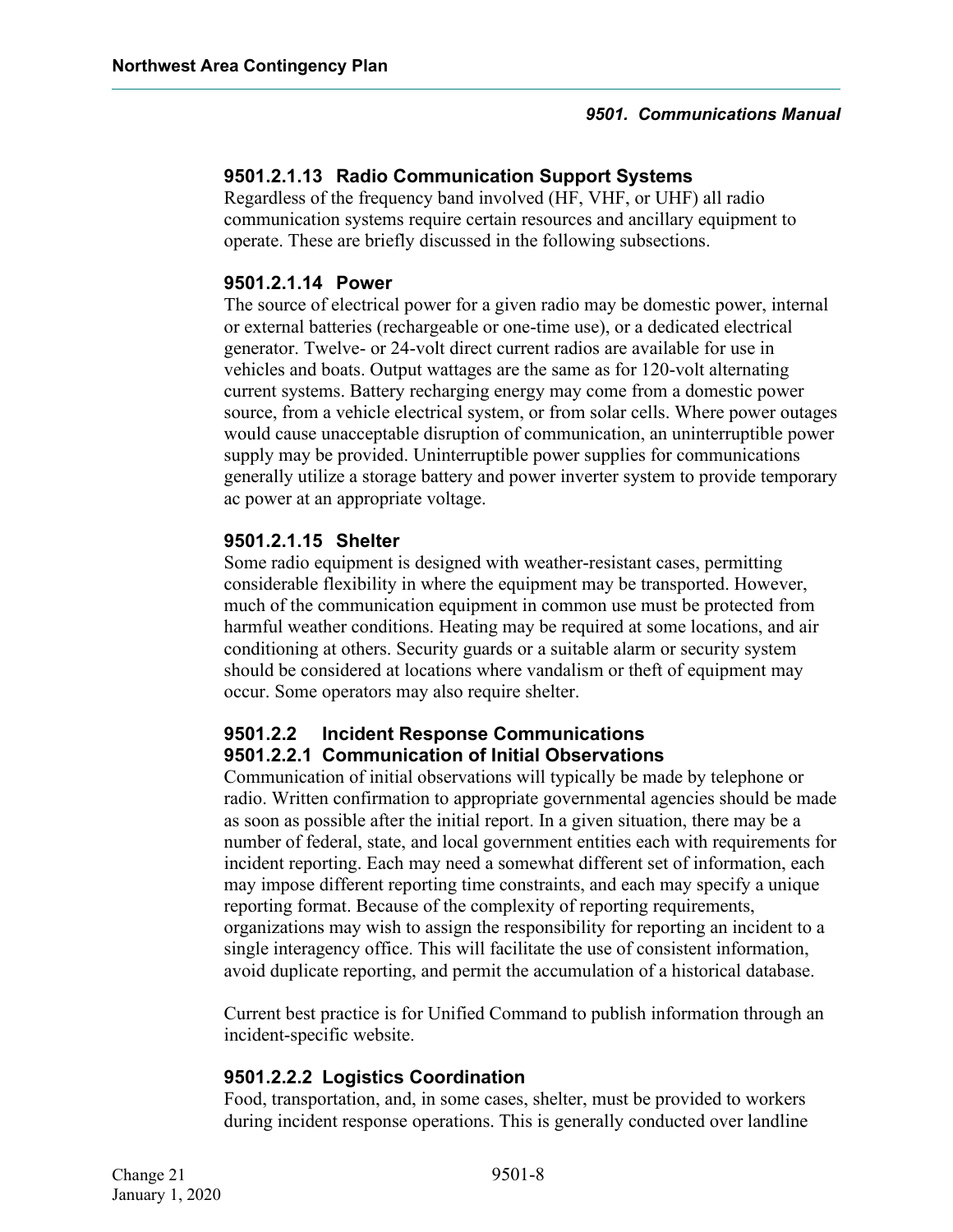#### 9501.2.1.13 Radio Communication Support Systems

Regardless of the frequency band involved (HF, VHF, or UHF) all radio communication systems require certain resources and ancillary equipment to operate. These are briefly discussed in the following subsections.

#### 9501.2.1.14 Power

The source of electrical power for a given radio may be domestic power, internal or external batteries (rechargeable or one-time use), or a dedicated electrical generator. Twelve- or 24-volt direct current radios are available for use in vehicles and boats. Output wattages are the same as for 120-volt alternating current systems. Battery recharging energy may come from a domestic power source, from a vehicle electrical system, or from solar cells. Where power outages would cause unacceptable disruption of communication, an uninterruptible power supply may be provided. Uninterruptible power supplies for communications generally utilize a storage battery and power inverter system to provide temporary ac power at an appropriate voltage.

#### 9501.2.1.15 Shelter

Some radio equipment is designed with weather-resistant cases, permitting considerable flexibility in where the equipment may be transported. However, much of the communication equipment in common use must be protected from harmful weather conditions. Heating may be required at some locations, and air conditioning at others. Security guards or a suitable alarm or security system should be considered at locations where vandalism or theft of equipment may occur. Some operators may also require shelter.

### 9501.2.2 Incident Response Communications

#### 9501.2.2.1 Communication of Initial Observations

Communication of initial observations will typically be made by telephone or radio. Written confirmation to appropriate governmental agencies should be made as soon as possible after the initial report. In a given situation, there may be a number of federal, state, and local government entities each with requirements for incident reporting. Each may need a somewhat different set of information, each may impose different reporting time constraints, and each may specify a unique reporting format. Because of the complexity of reporting requirements, organizations may wish to assign the responsibility for reporting an incident to a single interagency office. This will facilitate the use of consistent information, avoid duplicate reporting, and permit the accumulation of a historical database.

Current best practice is for Unified Command to publish information through an incident-specific website.

#### 9501.2.2.2 Logistics Coordination

Food, transportation, and, in some cases, shelter, must be provided to workers during incident response operations. This is generally conducted over landline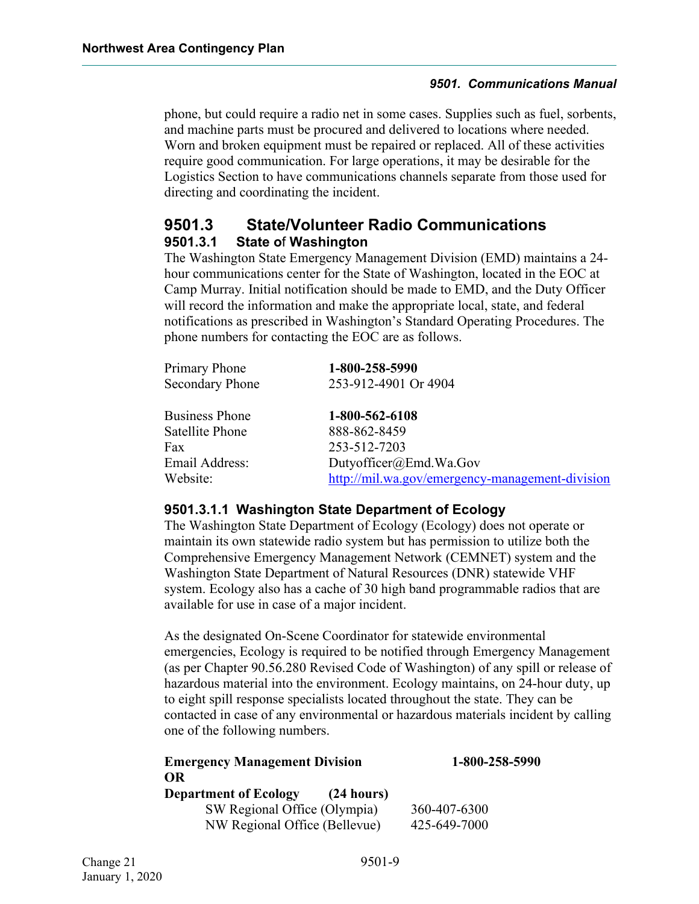phone, but could require a radio net in some cases. Supplies such as fuel, sorbents, and machine parts must be procured and delivered to locations where needed. Worn and broken equipment must be repaired or replaced. All of these activities require good communication. For large operations, it may be desirable for the Logistics Section to have communications channels separate from those used for directing and coordinating the incident.

## 9501.3 State/Volunteer Radio Communications

### 9501.3.1 State of Washington

The Washington State Emergency Management Division (EMD) maintains a 24-hour communications center for the State of Washington, located in the EOC at Camp Murray. Initial notification should be made to EMD, and the Duty Officer will record the information and make the appropriate local, state, and federal notifications as prescribed in Washington's Standard Operating Procedures. The phone numbers for contacting the EOC are as follows.

| | |
|---|---|
| Primary Phone | **1-800-258-5990** |
| Secondary Phone | 253-912-4901 Or 4904 |
| | |
| Business Phone | **1-800-562-6108** |
| Satellite Phone | 888-862-8459 |
| Fax | 253-512-7203 |
| Email Address: | Dutyofficer@Emd.Wa.Gov |
| Website: | http://mil.wa.gov/emergency-management-division |

#### 9501.3.1.1 Washington State Department of Ecology

The Washington State Department of Ecology (Ecology) does not operate or maintain its own statewide radio system but has permission to utilize both the Comprehensive Emergency Management Network (CEMNET) system and the Washington State Department of Natural Resources (DNR) statewide VHF system. Ecology also has a cache of 30 high band programmable radios that are available for use in case of a major incident.

As the designated On-Scene Coordinator for statewide environmental emergencies, Ecology is required to be notified through Emergency Management (as per Chapter 90.56.280 Revised Code of Washington) of any spill or release of hazardous material into the environment. Ecology maintains, on 24-hour duty, up to eight spill response specialists located throughout the state. They can be contacted in case of any environmental or hazardous materials incident by calling one of the following numbers.

| | |
|---|---|
| **Emergency Management Division** | **1-800-258-5990** |
| **OR** | |
| **Department of Ecology (24 hours)** | |
| SW Regional Office (Olympia) | 360-407-6300 |
| NW Regional Office (Bellevue) | 425-649-7000 |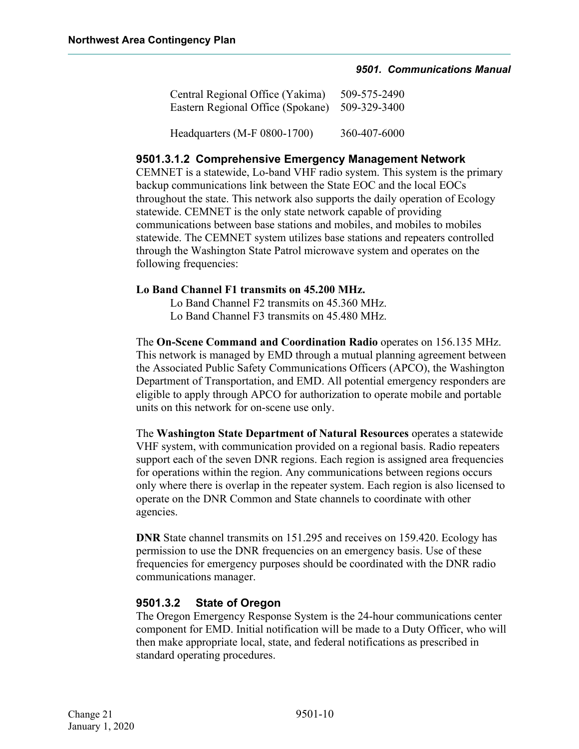| | |
|---|---|
| Central Regional Office (Yakima) | 509-575-2490 |
| Eastern Regional Office (Spokane) | 509-329-3400 |
| Headquarters (M-F 0800-1700) | 360-407-6000 |

#### 9501.3.1.2 Comprehensive Emergency Management Network

CEMNET is a statewide, Lo-band VHF radio system. This system is the primary backup communications link between the State EOC and the local EOCs throughout the state. This network also supports the daily operation of Ecology statewide. CEMNET is the only state network capable of providing communications between base stations and mobiles, and mobiles to mobiles statewide. The CEMNET system utilizes base stations and repeaters controlled through the Washington State Patrol microwave system and operates on the following frequencies:

**Lo Band Channel F1 transmits on 45.200 MHz.**
Lo Band Channel F2 transmits on 45.360 MHz.
Lo Band Channel F3 transmits on 45.480 MHz.

The **On-Scene Command and Coordination Radio** operates on 156.135 MHz. This network is managed by EMD through a mutual planning agreement between the Associated Public Safety Communications Officers (APCO), the Washington Department of Transportation, and EMD. All potential emergency responders are eligible to apply through APCO for authorization to operate mobile and portable units on this network for on-scene use only.

The **Washington State Department of Natural Resources** operates a statewide VHF system, with communication provided on a regional basis. Radio repeaters support each of the seven DNR regions. Each region is assigned area frequencies for operations within the region. Any communications between regions occurs only where there is overlap in the repeater system. Each region is also licensed to operate on the DNR Common and State channels to coordinate with other agencies.

**DNR** State channel transmits on 151.295 and receives on 159.420. Ecology has permission to use the DNR frequencies on an emergency basis. Use of these frequencies for emergency purposes should be coordinated with the DNR radio communications manager.

### 9501.3.2 State of Oregon

The Oregon Emergency Response System is the 24-hour communications center component for EMD. Initial notification will be made to a Duty Officer, who will then make appropriate local, state, and federal notifications as prescribed in standard operating procedures.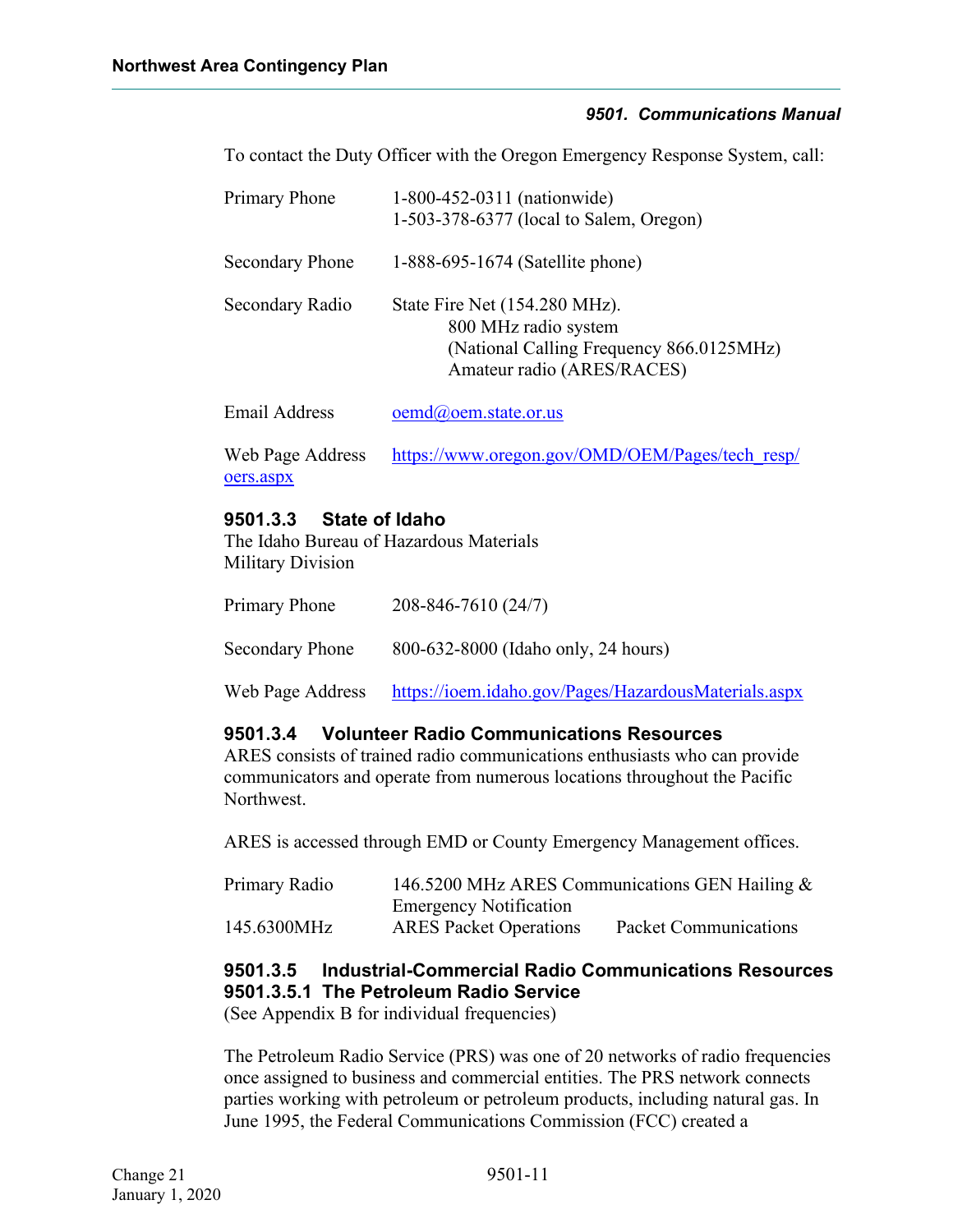To contact the Duty Officer with the Oregon Emergency Response System, call:

Primary Phone 1-800-452-0311 (nationwide)
1-503-378-6377 (local to Salem, Oregon)

Secondary Phone 1-888-695-1674 (Satellite phone)

Secondary Radio State Fire Net (154.280 MHz).
800 MHz radio system
(National Calling Frequency 866.0125MHz)
Amateur radio (ARES/RACES)

Email Address [oemd@oem.state.or.us](mailto:oemd@oem.state.or.us)

Web Page Address [https://www.oregon.gov/OMD/OEM/Pages/tech_resp/oers.aspx](https://www.oregon.gov/OMD/OEM/Pages/tech_resp/oers.aspx)

#### 9501.3.3 State of Idaho

The Idaho Bureau of Hazardous Materials
Military Division

Primary Phone 208-846-7610 (24/7)

Secondary Phone 800-632-8000 (Idaho only, 24 hours)

Web Page Address [https://ioem.idaho.gov/Pages/HazardousMaterials.aspx](https://ioem.idaho.gov/Pages/HazardousMaterials.aspx)

#### 9501.3.4 Volunteer Radio Communications Resources

ARES consists of trained radio communications enthusiasts who can provide communicators and operate from numerous locations throughout the Pacific Northwest.

ARES is accessed through EMD or County Emergency Management offices.

Primary Radio 146.5200 MHz ARES Communications GEN Hailing & Emergency Notification
145.6300MHz ARES Packet Operations Packet Communications

#### 9501.3.5 Industrial-Commercial Radio Communications Resources

##### 9501.3.5.1 The Petroleum Radio Service

(See Appendix B for individual frequencies)

The Petroleum Radio Service (PRS) was one of 20 networks of radio frequencies once assigned to business and commercial entities. The PRS network connects parties working with petroleum or petroleum products, including natural gas. In June 1995, the Federal Communications Commission (FCC) created a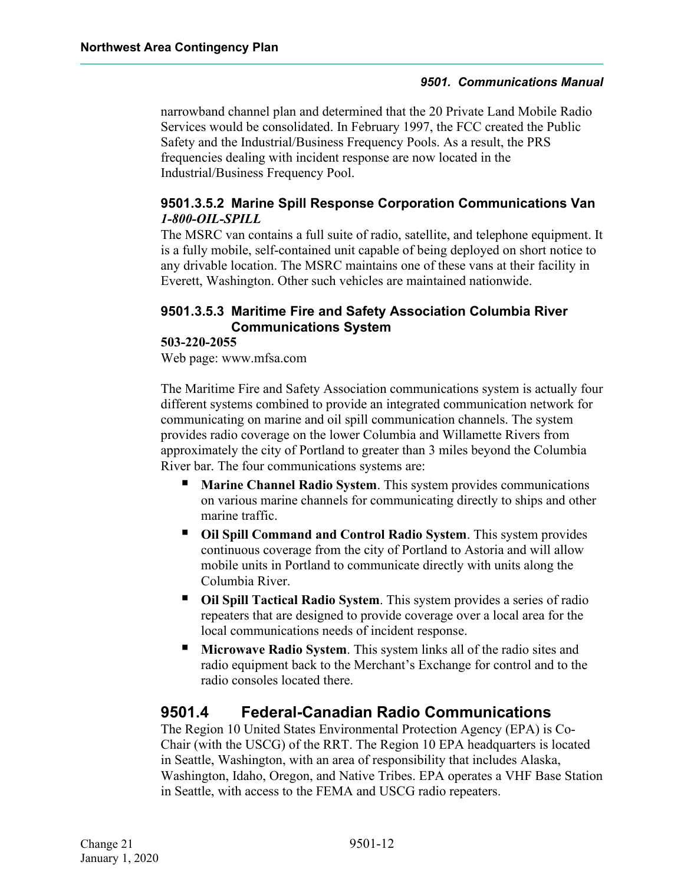narrowband channel plan and determined that the 20 Private Land Mobile Radio Services would be consolidated. In February 1997, the FCC created the Public Safety and the Industrial/Business Frequency Pools. As a result, the PRS frequencies dealing with incident response are now located in the Industrial/Business Frequency Pool.

#### 9501.3.5.2 Marine Spill Response Corporation Communications Van

***1-800-OIL-SPILL***

The MSRC van contains a full suite of radio, satellite, and telephone equipment. It is a fully mobile, self-contained unit capable of being deployed on short notice to any drivable location. The MSRC maintains one of these vans at their facility in Everett, Washington. Other such vehicles are maintained nationwide.

#### 9501.3.5.3 Maritime Fire and Safety Association Columbia River Communications System

**503-220-2055**

Web page: www.mfsa.com

The Maritime Fire and Safety Association communications system is actually four different systems combined to provide an integrated communication network for communicating on marine and oil spill communication channels. The system provides radio coverage on the lower Columbia and Willamette Rivers from approximately the city of Portland to greater than 3 miles beyond the Columbia River bar. The four communications systems are:

- **Marine Channel Radio System**. This system provides communications on various marine channels for communicating directly to ships and other marine traffic.
- **Oil Spill Command and Control Radio System**. This system provides continuous coverage from the city of Portland to Astoria and will allow mobile units in Portland to communicate directly with units along the Columbia River.
- **Oil Spill Tactical Radio System**. This system provides a series of radio repeaters that are designed to provide coverage over a local area for the local communications needs of incident response.
- **Microwave Radio System**. This system links all of the radio sites and radio equipment back to the Merchant's Exchange for control and to the radio consoles located there.

## 9501.4 Federal-Canadian Radio Communications

The Region 10 United States Environmental Protection Agency (EPA) is Co-Chair (with the USCG) of the RRT. The Region 10 EPA headquarters is located in Seattle, Washington, with an area of responsibility that includes Alaska, Washington, Idaho, Oregon, and Native Tribes. EPA operates a VHF Base Station in Seattle, with access to the FEMA and USCG radio repeaters.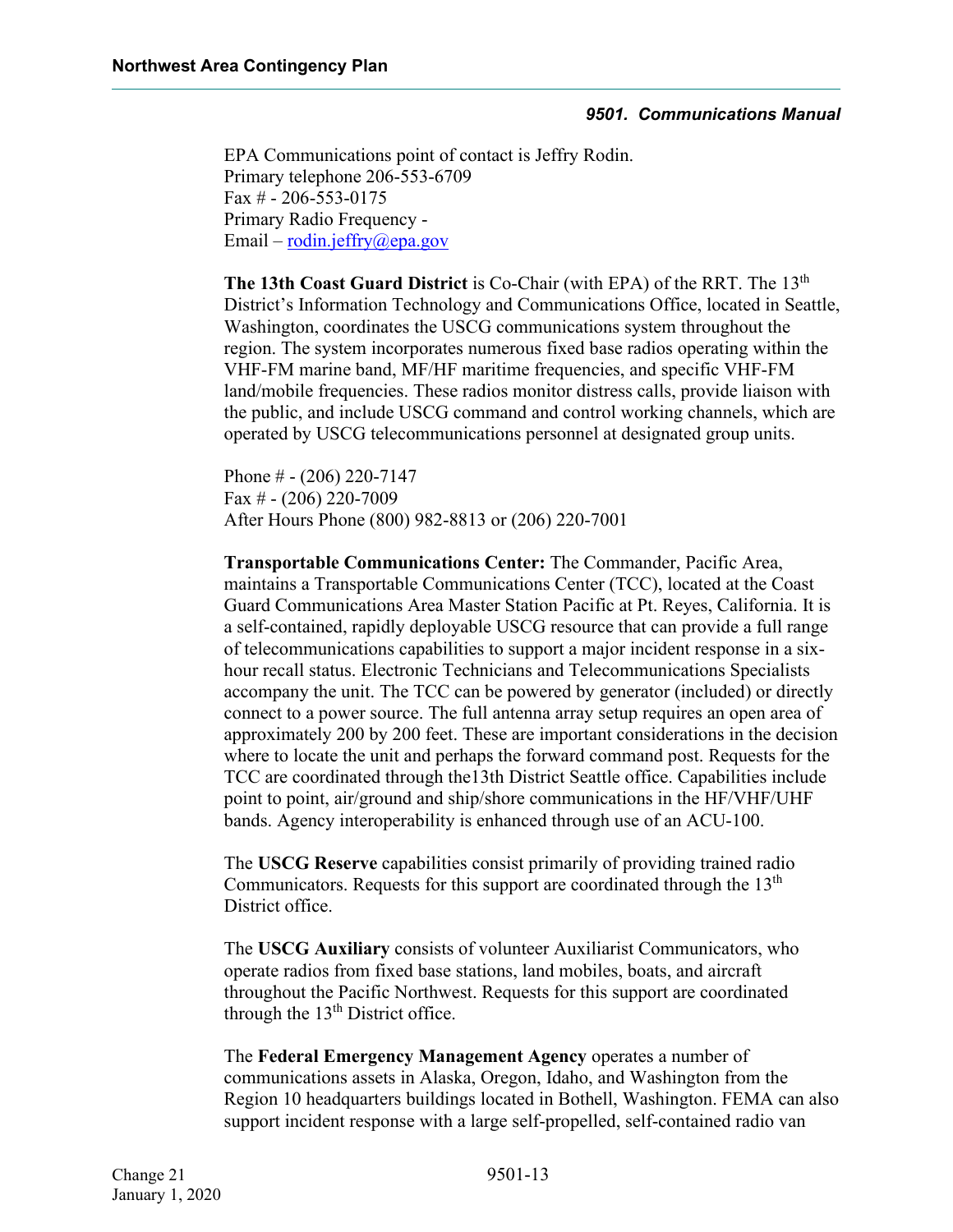EPA Communications point of contact is Jeffry Rodin.
Primary telephone 206-553-6709
Fax # - 206-553-0175
Primary Radio Frequency -
Email – rodin.jeffry@epa.gov

**The 13th Coast Guard District** is Co-Chair (with EPA) of the RRT. The 13th District's Information Technology and Communications Office, located in Seattle, Washington, coordinates the USCG communications system throughout the region. The system incorporates numerous fixed base radios operating within the VHF-FM marine band, MF/HF maritime frequencies, and specific VHF-FM land/mobile frequencies. These radios monitor distress calls, provide liaison with the public, and include USCG command and control working channels, which are operated by USCG telecommunications personnel at designated group units.

Phone # - (206) 220-7147
Fax # - (206) 220-7009
After Hours Phone (800) 982-8813 or (206) 220-7001

**Transportable Communications Center:** The Commander, Pacific Area, maintains a Transportable Communications Center (TCC), located at the Coast Guard Communications Area Master Station Pacific at Pt. Reyes, California. It is a self-contained, rapidly deployable USCG resource that can provide a full range of telecommunications capabilities to support a major incident response in a six-hour recall status. Electronic Technicians and Telecommunications Specialists accompany the unit. The TCC can be powered by generator (included) or directly connect to a power source. The full antenna array setup requires an open area of approximately 200 by 200 feet. These are important considerations in the decision where to locate the unit and perhaps the forward command post. Requests for the TCC are coordinated through the13th District Seattle office. Capabilities include point to point, air/ground and ship/shore communications in the HF/VHF/UHF bands. Agency interoperability is enhanced through use of an ACU-100.

The **USCG Reserve** capabilities consist primarily of providing trained radio Communicators. Requests for this support are coordinated through the 13th District office.

The **USCG Auxiliary** consists of volunteer Auxiliarist Communicators, who operate radios from fixed base stations, land mobiles, boats, and aircraft throughout the Pacific Northwest. Requests for this support are coordinated through the 13th District office.

The **Federal Emergency Management Agency** operates a number of communications assets in Alaska, Oregon, Idaho, and Washington from the Region 10 headquarters buildings located in Bothell, Washington. FEMA can also support incident response with a large self-propelled, self-contained radio van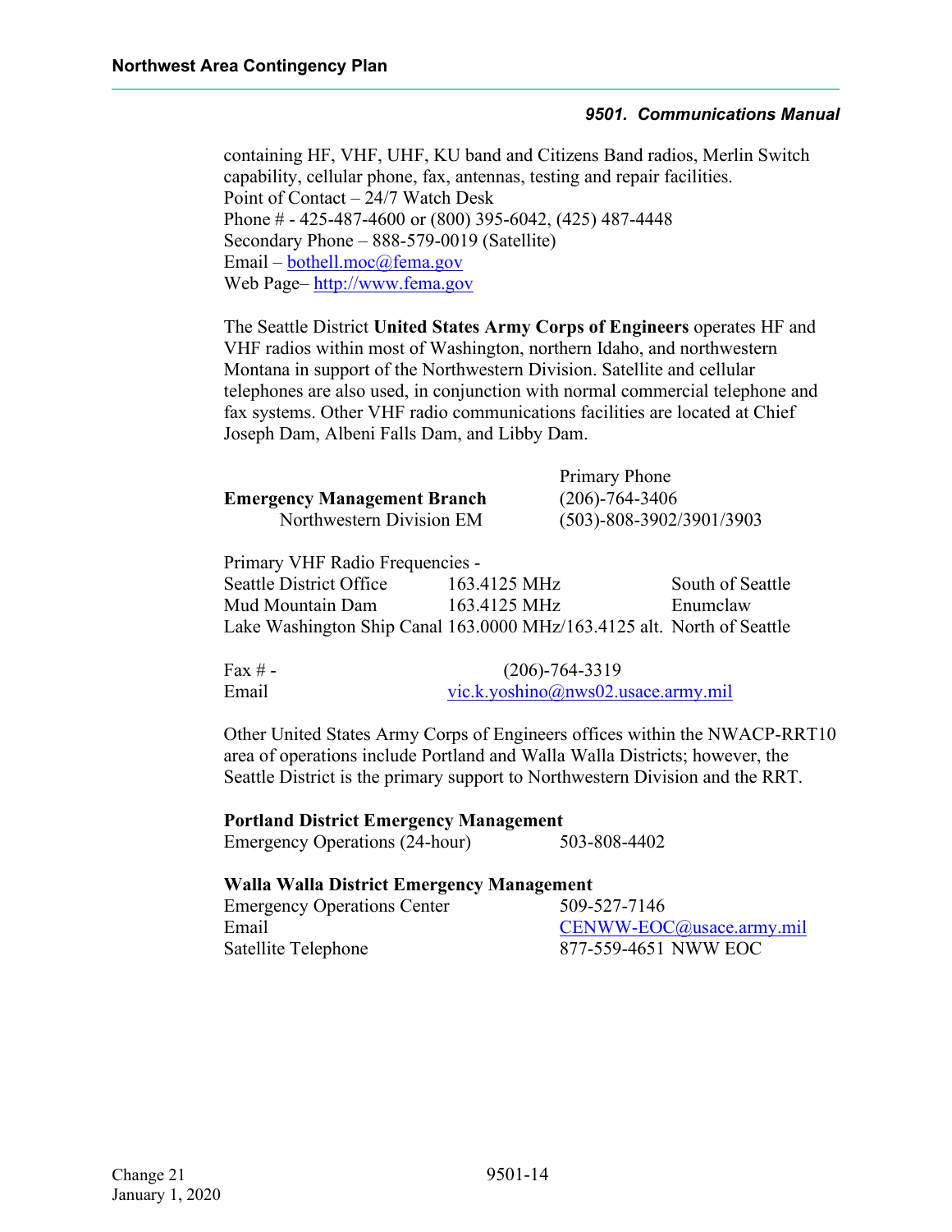containing HF, VHF, UHF, KU band and Citizens Band radios, Merlin Switch capability, cellular phone, fax, antennas, testing and repair facilities.
Point of Contact – 24/7 Watch Desk
Phone # - 425-487-4600 or (800) 395-6042, (425) 487-4448
Secondary Phone – 888-579-0019 (Satellite)
Email – bothell.moc@fema.gov
Web Page– http://www.fema.gov

The Seattle District **United States Army Corps of Engineers** operates HF and VHF radios within most of Washington, northern Idaho, and northwestern Montana in support of the Northwestern Division. Satellite and cellular telephones are also used, in conjunction with normal commercial telephone and fax systems. Other VHF radio communications facilities are located at Chief Joseph Dam, Albeni Falls Dam, and Libby Dam.

| | Primary Phone |
|---|---|
| **Emergency Management Branch** | (206)-764-3406 |
| Northwestern Division EM | (503)-808-3902/3901/3903 |

Primary VHF Radio Frequencies -

| | | |
|---|---|---|
| Seattle District Office | 163.4125 MHz | South of Seattle |
| Mud Mountain Dam | 163.4125 MHz | Enumclaw |
| Lake Washington Ship Canal | 163.0000 MHz/163.4125 alt. | North of Seattle |

| | |
|---|---|
| Fax # - | (206)-764-3319 |
| Email | vic.k.yoshino@nws02.usace.army.mil |

Other United States Army Corps of Engineers offices within the NWACP-RRT10 area of operations include Portland and Walla Walla Districts; however, the Seattle District is the primary support to Northwestern Division and the RRT.

**Portland District Emergency Management**

| | |
|---|---|
| Emergency Operations (24-hour) | 503-808-4402 |

**Walla Walla District Emergency Management**

| | |
|---|---|
| Emergency Operations Center | 509-527-7146 |
| Email | CENWW-EOC@usace.army.mil |
| Satellite Telephone | 877-559-4651 NWW EOC |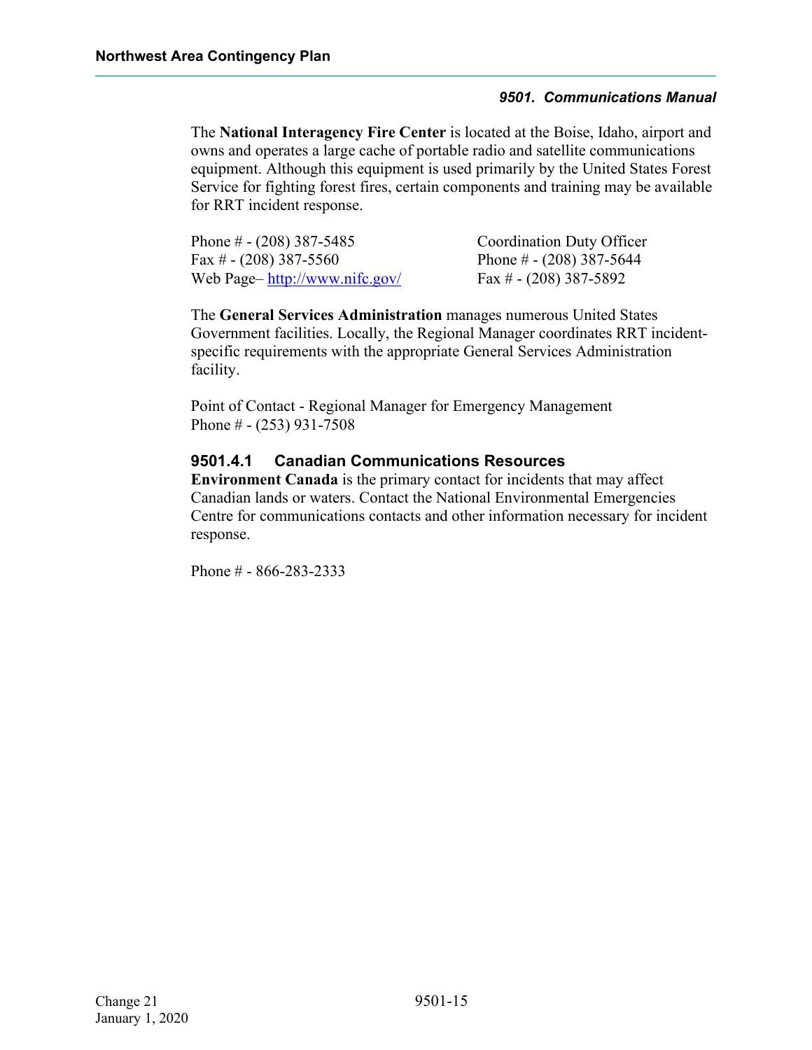The **National Interagency Fire Center** is located at the Boise, Idaho, airport and owns and operates a large cache of portable radio and satellite communications equipment. Although this equipment is used primarily by the United States Forest Service for fighting forest fires, certain components and training may be available for RRT incident response.

Phone # - (208) 387-5485
Fax # - (208) 387-5560
Web Page– http://www.nifc.gov/

Coordination Duty Officer
Phone # - (208) 387-5644
Fax # - (208) 387-5892

The **General Services Administration** manages numerous United States Government facilities. Locally, the Regional Manager coordinates RRT incident-specific requirements with the appropriate General Services Administration facility.

Point of Contact - Regional Manager for Emergency Management
Phone # - (253) 931-7508

### 9501.4.1 Canadian Communications Resources

**Environment Canada** is the primary contact for incidents that may affect Canadian lands or waters. Contact the National Environmental Emergencies Centre for communications contacts and other information necessary for incident response.

Phone # - 866-283-2333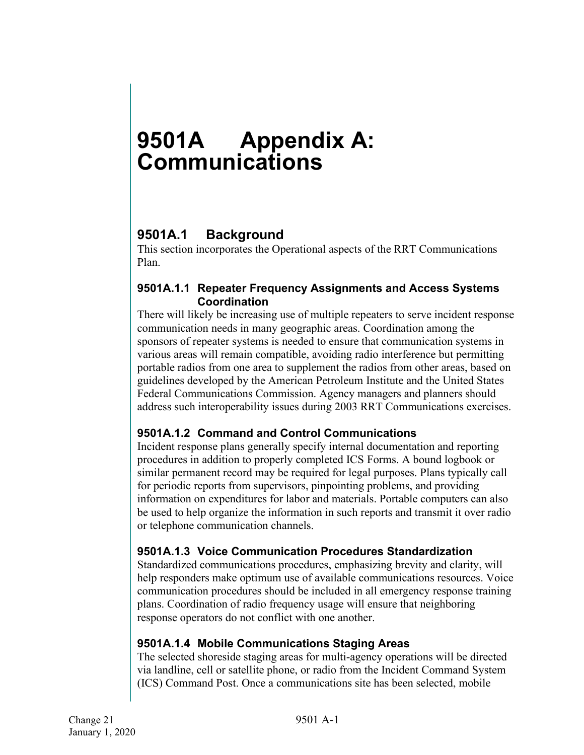# 9501A Appendix A: Communications

## 9501A.1 Background

This section incorporates the Operational aspects of the RRT Communications Plan.

### 9501A.1.1 Repeater Frequency Assignments and Access Systems Coordination

There will likely be increasing use of multiple repeaters to serve incident response communication needs in many geographic areas. Coordination among the sponsors of repeater systems is needed to ensure that communication systems in various areas will remain compatible, avoiding radio interference but permitting portable radios from one area to supplement the radios from other areas, based on guidelines developed by the American Petroleum Institute and the United States Federal Communications Commission. Agency managers and planners should address such interoperability issues during 2003 RRT Communications exercises.

### 9501A.1.2 Command and Control Communications

Incident response plans generally specify internal documentation and reporting procedures in addition to properly completed ICS Forms. A bound logbook or similar permanent record may be required for legal purposes. Plans typically call for periodic reports from supervisors, pinpointing problems, and providing information on expenditures for labor and materials. Portable computers can also be used to help organize the information in such reports and transmit it over radio or telephone communication channels.

### 9501A.1.3 Voice Communication Procedures Standardization

Standardized communications procedures, emphasizing brevity and clarity, will help responders make optimum use of available communications resources. Voice communication procedures should be included in all emergency response training plans. Coordination of radio frequency usage will ensure that neighboring response operators do not conflict with one another.

### 9501A.1.4 Mobile Communications Staging Areas

The selected shoreside staging areas for multi-agency operations will be directed via landline, cell or satellite phone, or radio from the Incident Command System (ICS) Command Post. Once a communications site has been selected, mobile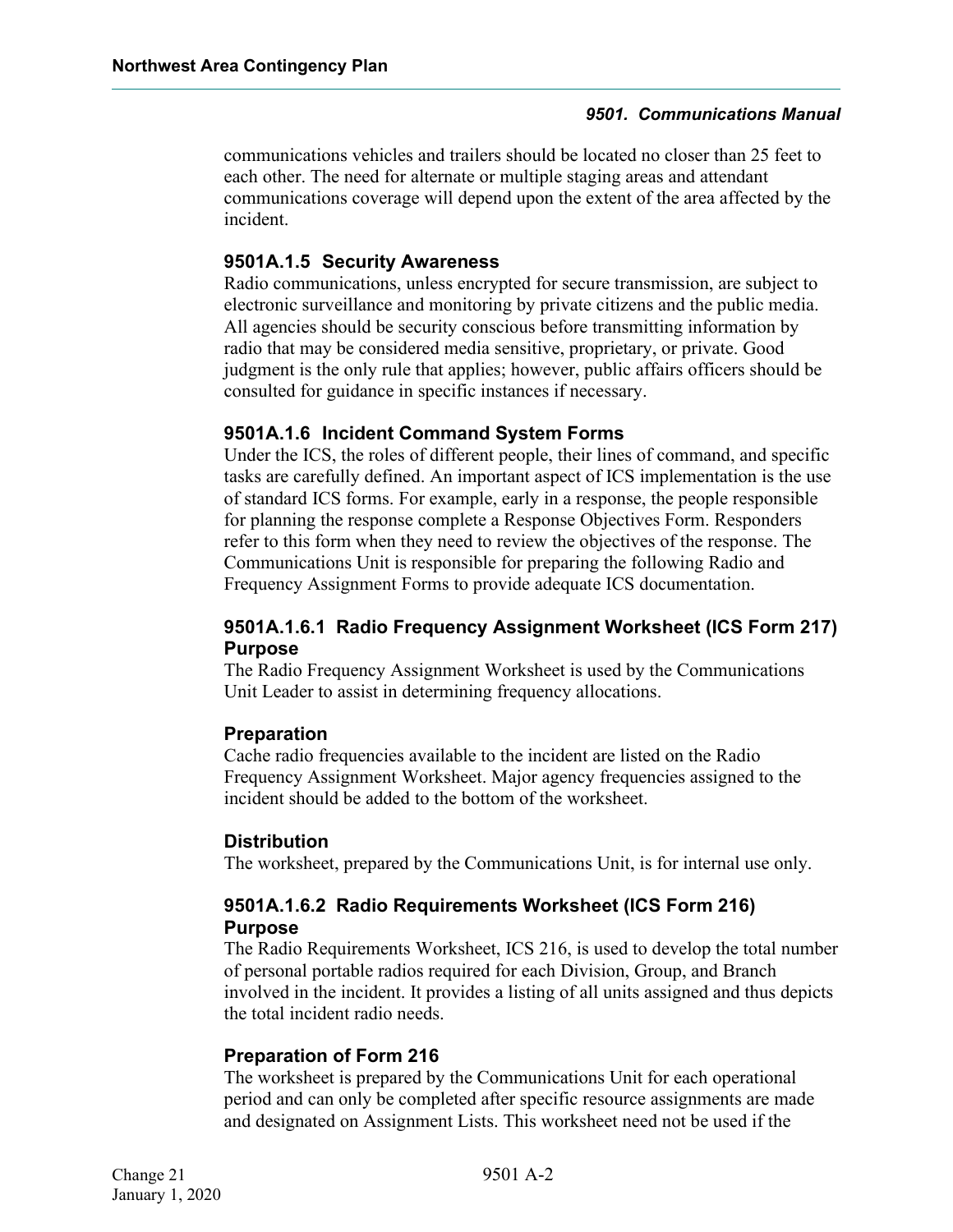communications vehicles and trailers should be located no closer than 25 feet to each other. The need for alternate or multiple staging areas and attendant communications coverage will depend upon the extent of the area affected by the incident.

### 9501A.1.5 Security Awareness

Radio communications, unless encrypted for secure transmission, are subject to electronic surveillance and monitoring by private citizens and the public media. All agencies should be security conscious before transmitting information by radio that may be considered media sensitive, proprietary, or private. Good judgment is the only rule that applies; however, public affairs officers should be consulted for guidance in specific instances if necessary.

### 9501A.1.6 Incident Command System Forms

Under the ICS, the roles of different people, their lines of command, and specific tasks are carefully defined. An important aspect of ICS implementation is the use of standard ICS forms. For example, early in a response, the people responsible for planning the response complete a Response Objectives Form. Responders refer to this form when they need to review the objectives of the response. The Communications Unit is responsible for preparing the following Radio and Frequency Assignment Forms to provide adequate ICS documentation.

#### 9501A.1.6.1 Radio Frequency Assignment Worksheet (ICS Form 217)

#### Purpose

The Radio Frequency Assignment Worksheet is used by the Communications Unit Leader to assist in determining frequency allocations.

#### Preparation

Cache radio frequencies available to the incident are listed on the Radio Frequency Assignment Worksheet. Major agency frequencies assigned to the incident should be added to the bottom of the worksheet.

#### Distribution

The worksheet, prepared by the Communications Unit, is for internal use only.

#### 9501A.1.6.2 Radio Requirements Worksheet (ICS Form 216)

#### Purpose

The Radio Requirements Worksheet, ICS 216, is used to develop the total number of personal portable radios required for each Division, Group, and Branch involved in the incident. It provides a listing of all units assigned and thus depicts the total incident radio needs.

#### Preparation of Form 216

The worksheet is prepared by the Communications Unit for each operational period and can only be completed after specific resource assignments are made and designated on Assignment Lists. This worksheet need not be used if the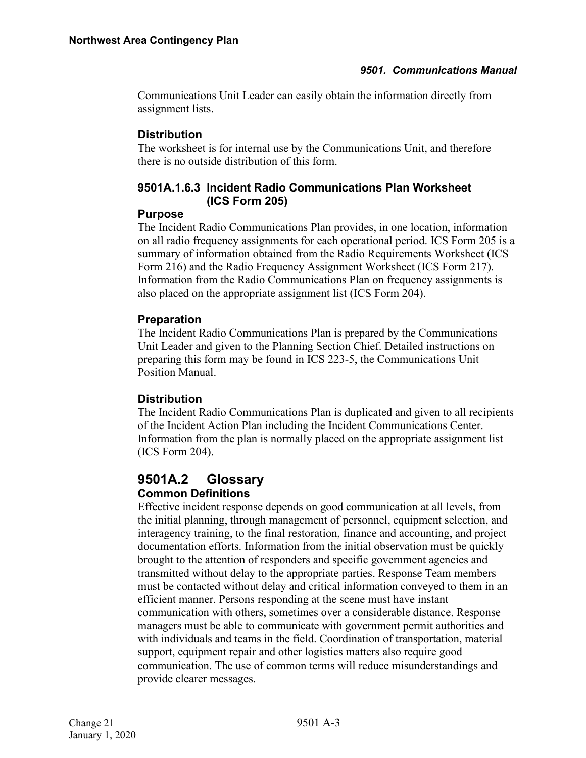Communications Unit Leader can easily obtain the information directly from assignment lists.

#### Distribution

The worksheet is for internal use by the Communications Unit, and therefore there is no outside distribution of this form.

### 9501A.1.6.3 Incident Radio Communications Plan Worksheet (ICS Form 205)

#### Purpose

The Incident Radio Communications Plan provides, in one location, information on all radio frequency assignments for each operational period. ICS Form 205 is a summary of information obtained from the Radio Requirements Worksheet (ICS Form 216) and the Radio Frequency Assignment Worksheet (ICS Form 217). Information from the Radio Communications Plan on frequency assignments is also placed on the appropriate assignment list (ICS Form 204).

#### Preparation

The Incident Radio Communications Plan is prepared by the Communications Unit Leader and given to the Planning Section Chief. Detailed instructions on preparing this form may be found in ICS 223-5, the Communications Unit Position Manual.

#### Distribution

The Incident Radio Communications Plan is duplicated and given to all recipients of the Incident Action Plan including the Incident Communications Center. Information from the plan is normally placed on the appropriate assignment list (ICS Form 204).

## 9501A.2 Glossary

### Common Definitions

Effective incident response depends on good communication at all levels, from the initial planning, through management of personnel, equipment selection, and interagency training, to the final restoration, finance and accounting, and project documentation efforts. Information from the initial observation must be quickly brought to the attention of responders and specific government agencies and transmitted without delay to the appropriate parties. Response Team members must be contacted without delay and critical information conveyed to them in an efficient manner. Persons responding at the scene must have instant communication with others, sometimes over a considerable distance. Response managers must be able to communicate with government permit authorities and with individuals and teams in the field. Coordination of transportation, material support, equipment repair and other logistics matters also require good communication. The use of common terms will reduce misunderstandings and provide clearer messages.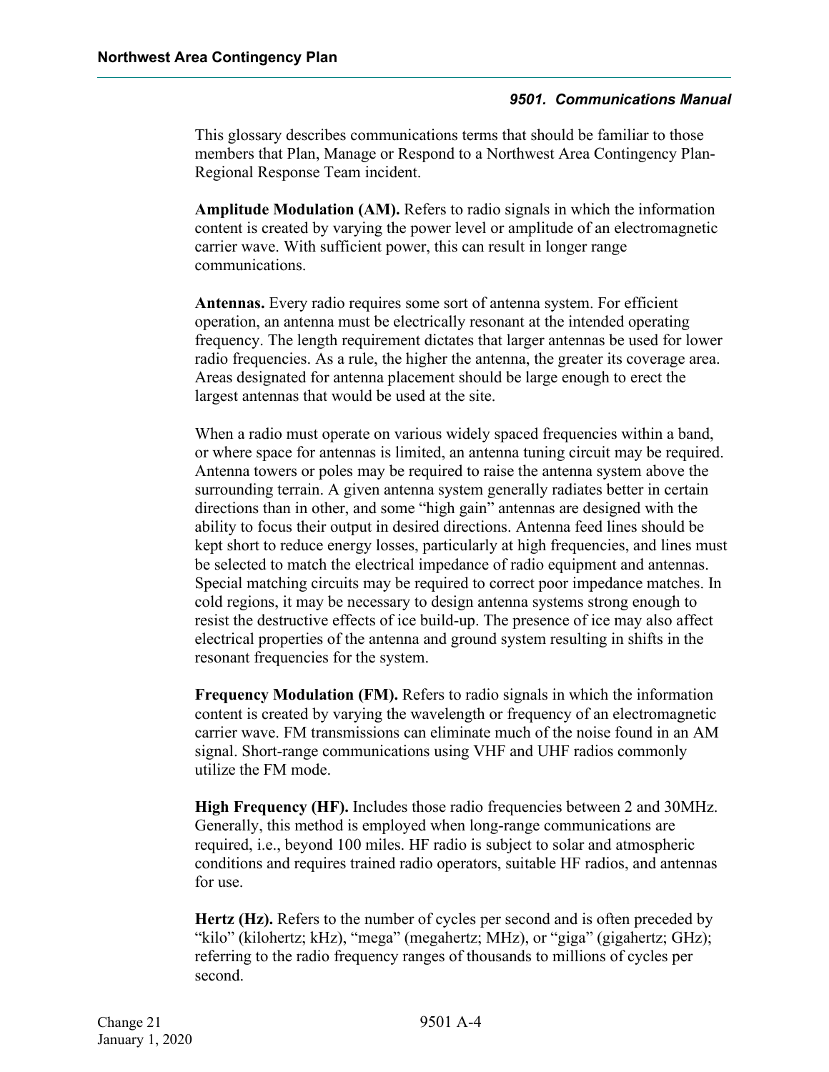### 9501. Communications Manual

This glossary describes communications terms that should be familiar to those members that Plan, Manage or Respond to a Northwest Area Contingency Plan-Regional Response Team incident.

**Amplitude Modulation (AM).** Refers to radio signals in which the information content is created by varying the power level or amplitude of an electromagnetic carrier wave. With sufficient power, this can result in longer range communications.

**Antennas.** Every radio requires some sort of antenna system. For efficient operation, an antenna must be electrically resonant at the intended operating frequency. The length requirement dictates that larger antennas be used for lower radio frequencies. As a rule, the higher the antenna, the greater its coverage area. Areas designated for antenna placement should be large enough to erect the largest antennas that would be used at the site.

When a radio must operate on various widely spaced frequencies within a band, or where space for antennas is limited, an antenna tuning circuit may be required. Antenna towers or poles may be required to raise the antenna system above the surrounding terrain. A given antenna system generally radiates better in certain directions than in other, and some "high gain" antennas are designed with the ability to focus their output in desired directions. Antenna feed lines should be kept short to reduce energy losses, particularly at high frequencies, and lines must be selected to match the electrical impedance of radio equipment and antennas. Special matching circuits may be required to correct poor impedance matches. In cold regions, it may be necessary to design antenna systems strong enough to resist the destructive effects of ice build-up. The presence of ice may also affect electrical properties of the antenna and ground system resulting in shifts in the resonant frequencies for the system.

**Frequency Modulation (FM).** Refers to radio signals in which the information content is created by varying the wavelength or frequency of an electromagnetic carrier wave. FM transmissions can eliminate much of the noise found in an AM signal. Short-range communications using VHF and UHF radios commonly utilize the FM mode.

**High Frequency (HF).** Includes those radio frequencies between 2 and 30MHz. Generally, this method is employed when long-range communications are required, i.e., beyond 100 miles. HF radio is subject to solar and atmospheric conditions and requires trained radio operators, suitable HF radios, and antennas for use.

**Hertz (Hz).** Refers to the number of cycles per second and is often preceded by "kilo" (kilohertz; kHz), "mega" (megahertz; MHz), or "giga" (gigahertz; GHz); referring to the radio frequency ranges of thousands to millions of cycles per second.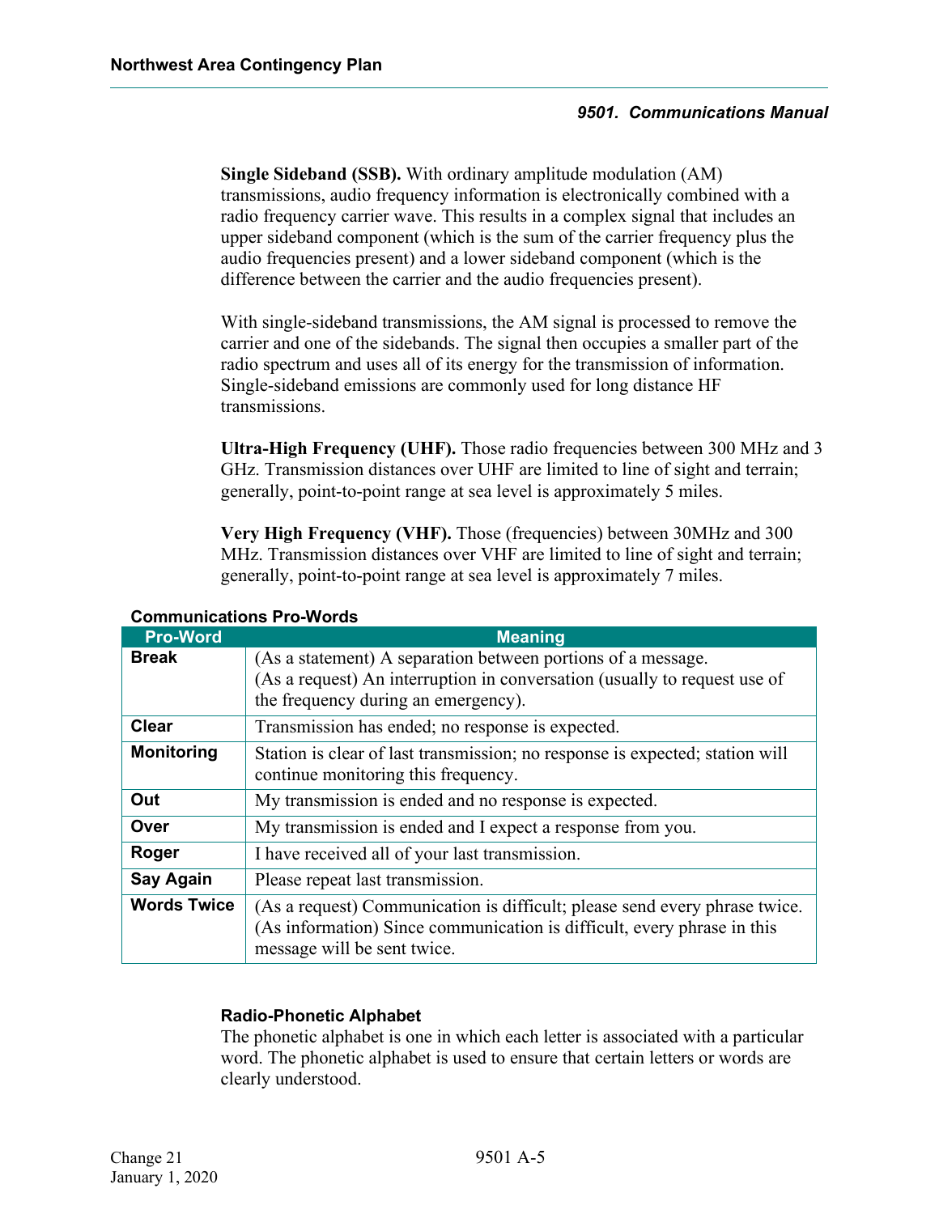**Single Sideband (SSB).** With ordinary amplitude modulation (AM) transmissions, audio frequency information is electronically combined with a radio frequency carrier wave. This results in a complex signal that includes an upper sideband component (which is the sum of the carrier frequency plus the audio frequencies present) and a lower sideband component (which is the difference between the carrier and the audio frequencies present).

With single-sideband transmissions, the AM signal is processed to remove the carrier and one of the sidebands. The signal then occupies a smaller part of the radio spectrum and uses all of its energy for the transmission of information. Single-sideband emissions are commonly used for long distance HF transmissions.

**Ultra-High Frequency (UHF).** Those radio frequencies between 300 MHz and 3 GHz. Transmission distances over UHF are limited to line of sight and terrain; generally, point-to-point range at sea level is approximately 5 miles.

**Very High Frequency (VHF).** Those (frequencies) between 30MHz and 300 MHz. Transmission distances over VHF are limited to line of sight and terrain; generally, point-to-point range at sea level is approximately 7 miles.

**Communications Pro-Words**

| Pro-Word | Meaning |
|---|---|
| **Break** | (As a statement) A separation between portions of a message.<br>(As a request) An interruption in conversation (usually to request use of the frequency during an emergency). |
| **Clear** | Transmission has ended; no response is expected. |
| **Monitoring** | Station is clear of last transmission; no response is expected; station will continue monitoring this frequency. |
| **Out** | My transmission is ended and no response is expected. |
| **Over** | My transmission is ended and I expect a response from you. |
| **Roger** | I have received all of your last transmission. |
| **Say Again** | Please repeat last transmission. |
| **Words Twice** | (As a request) Communication is difficult; please send every phrase twice.<br>(As information) Since communication is difficult, every phrase in this message will be sent twice. |

### Radio-Phonetic Alphabet

The phonetic alphabet is one in which each letter is associated with a particular word. The phonetic alphabet is used to ensure that certain letters or words are clearly understood.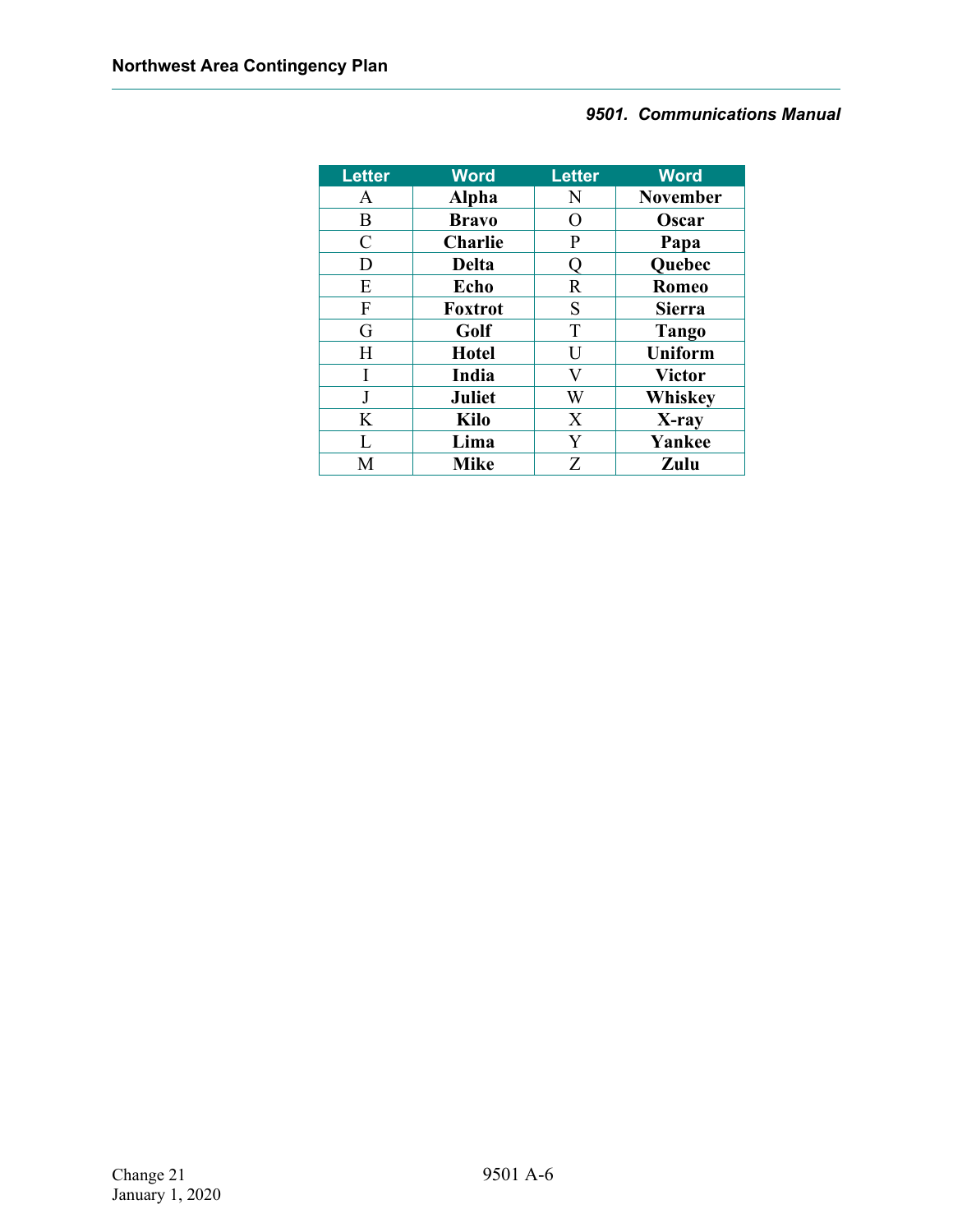| Letter | Word | Letter | Word |
|---|---|---|---|
| A | **Alpha** | N | **November** |
| B | **Bravo** | O | **Oscar** |
| C | **Charlie** | P | **Papa** |
| D | **Delta** | Q | **Quebec** |
| E | **Echo** | R | **Romeo** |
| F | **Foxtrot** | S | **Sierra** |
| G | **Golf** | T | **Tango** |
| H | **Hotel** | U | **Uniform** |
| I | **India** | V | **Victor** |
| J | **Juliet** | W | **Whiskey** |
| K | **Kilo** | X | **X-ray** |
| L | **Lima** | Y | **Yankee** |
| M | **Mike** | Z | **Zulu** |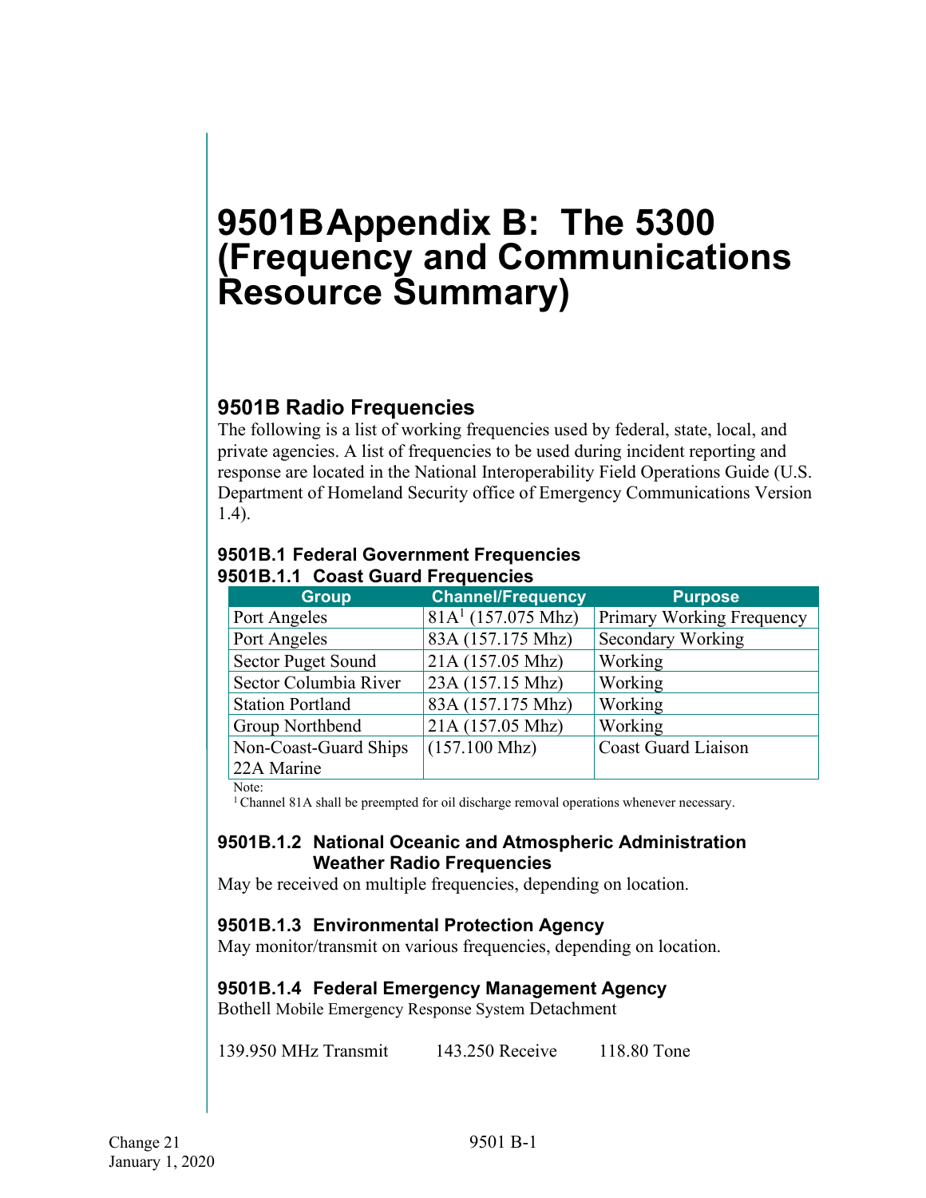# 9501B Appendix B: The 5300 (Frequency and Communications Resource Summary)

## 9501B Radio Frequencies

The following is a list of working frequencies used by federal, state, local, and private agencies. A list of frequencies to be used during incident reporting and response are located in the National Interoperability Field Operations Guide (U.S. Department of Homeland Security office of Emergency Communications Version 1.4).

### 9501B.1 Federal Government Frequencies

#### 9501B.1.1 Coast Guard Frequencies

| Group | Channel/Frequency | Purpose |
|---|---|---|
| Port Angeles | 81A[1] (157.075 Mhz) | Primary Working Frequency |
| Port Angeles | 83A (157.175 Mhz) | Secondary Working |
| Sector Puget Sound | 21A (157.05 Mhz) | Working |
| Sector Columbia River | 23A (157.15 Mhz) | Working |
| Station Portland | 83A (157.175 Mhz) | Working |
| Group Northbend | 21A (157.05 Mhz) | Working |
| Non-Coast-Guard Ships 22A Marine | (157.100 Mhz) | Coast Guard Liaison |

Note:
[1] Channel 81A shall be preempted for oil discharge removal operations whenever necessary.

#### 9501B.1.2 National Oceanic and Atmospheric Administration Weather Radio Frequencies

May be received on multiple frequencies, depending on location.

#### 9501B.1.3 Environmental Protection Agency

May monitor/transmit on various frequencies, depending on location.

#### 9501B.1.4 Federal Emergency Management Agency

Bothell Mobile Emergency Response System Detachment

139.950 MHz Transmit 143.250 Receive 118.80 Tone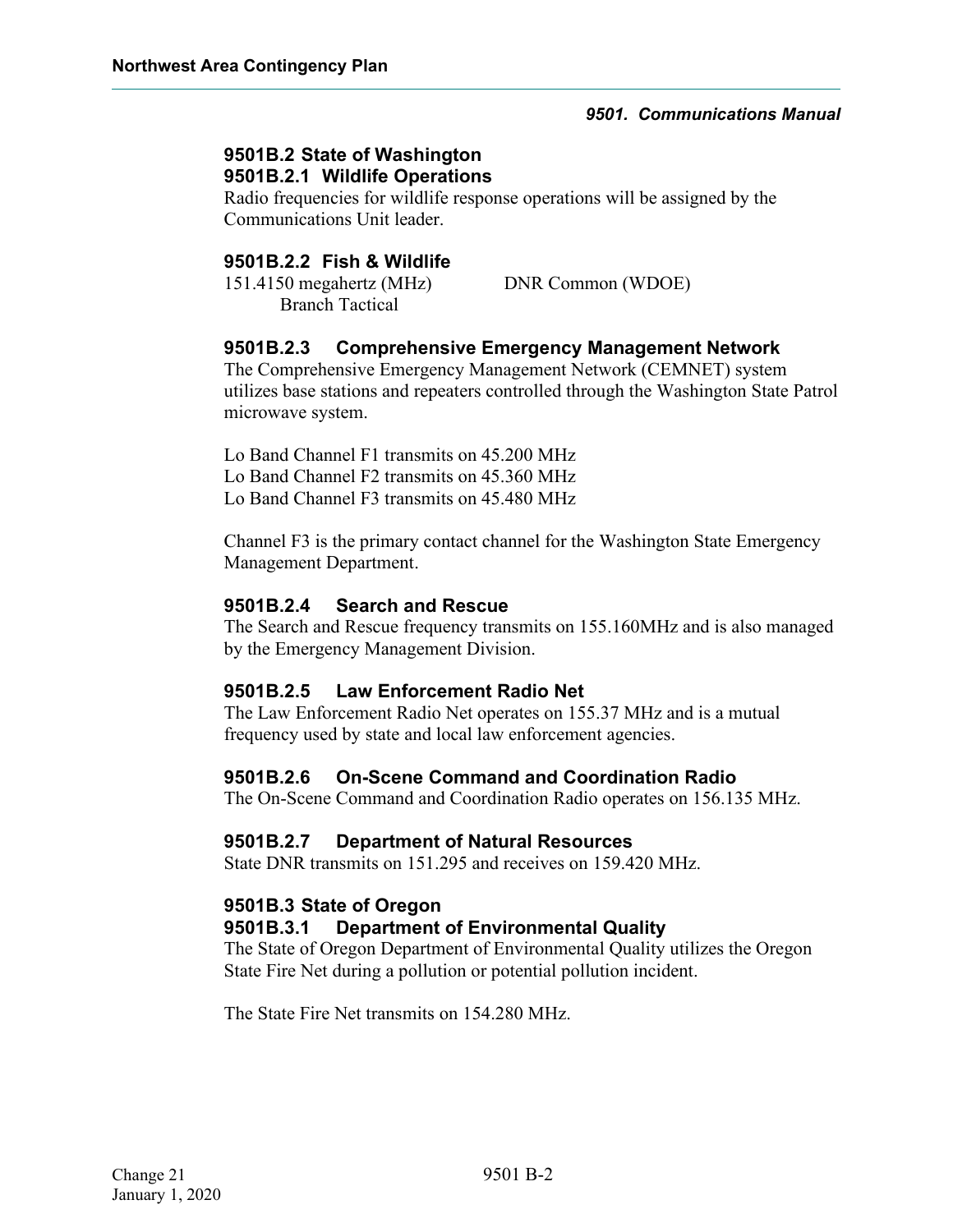## 9501B.2 State of Washington

### 9501B.2.1 Wildlife Operations

Radio frequencies for wildlife response operations will be assigned by the Communications Unit leader.

### 9501B.2.2 Fish & Wildlife

151.4150 megahertz (MHz) DNR Common (WDOE)
Branch Tactical

### 9501B.2.3 Comprehensive Emergency Management Network

The Comprehensive Emergency Management Network (CEMNET) system utilizes base stations and repeaters controlled through the Washington State Patrol microwave system.

Lo Band Channel F1 transmits on 45.200 MHz
Lo Band Channel F2 transmits on 45.360 MHz
Lo Band Channel F3 transmits on 45.480 MHz

Channel F3 is the primary contact channel for the Washington State Emergency Management Department.

### 9501B.2.4 Search and Rescue

The Search and Rescue frequency transmits on 155.160MHz and is also managed by the Emergency Management Division.

### 9501B.2.5 Law Enforcement Radio Net

The Law Enforcement Radio Net operates on 155.37 MHz and is a mutual frequency used by state and local law enforcement agencies.

### 9501B.2.6 On-Scene Command and Coordination Radio

The On-Scene Command and Coordination Radio operates on 156.135 MHz.

### 9501B.2.7 Department of Natural Resources

State DNR transmits on 151.295 and receives on 159.420 MHz.

## 9501B.3 State of Oregon

### 9501B.3.1 Department of Environmental Quality

The State of Oregon Department of Environmental Quality utilizes the Oregon State Fire Net during a pollution or potential pollution incident.

The State Fire Net transmits on 154.280 MHz.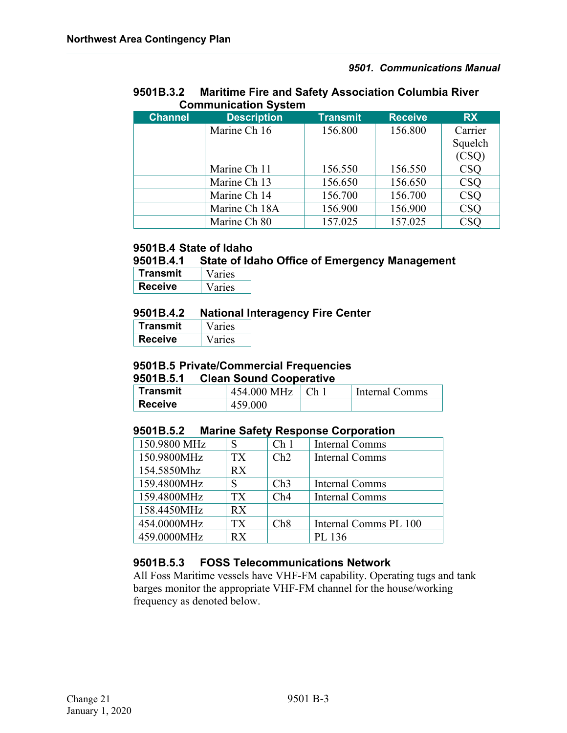### 9501B.3.2 Maritime Fire and Safety Association Columbia River Communication System

| Channel | Description | Transmit | Receive | RX |
|---|---|---|---|---|
| | Marine Ch 16 | 156.800 | 156.800 | Carrier Squelch (CSQ) |
| | Marine Ch 11 | 156.550 | 156.550 | CSQ |
| | Marine Ch 13 | 156.650 | 156.650 | CSQ |
| | Marine Ch 14 | 156.700 | 156.700 | CSQ |
| | Marine Ch 18A | 156.900 | 156.900 | CSQ |
| | Marine Ch 80 | 157.025 | 157.025 | CSQ |

## 9501B.4 State of Idaho

### 9501B.4.1 State of Idaho Office of Emergency Management

| | |
|---|---|
| **Transmit** | Varies |
| **Receive** | Varies |

### 9501B.4.2 National Interagency Fire Center

| | |
|---|---|
| **Transmit** | Varies |
| **Receive** | Varies |

## 9501B.5 Private/Commercial Frequencies

### 9501B.5.1 Clean Sound Cooperative

| | | | |
|---|---|---|---|
| **Transmit** | 454.000 MHz | Ch 1 | Internal Comms |
| **Receive** | 459.000 | | |

### 9501B.5.2 Marine Safety Response Corporation

| | | | |
|---|---|---|---|
| 150.9800 MHz | S | Ch 1 | Internal Comms |
| 150.9800MHz | TX | Ch2 | Internal Comms |
| 154.5850Mhz | RX | | |
| 159.4800MHz | S | Ch3 | Internal Comms |
| 159.4800MHz | TX | Ch4 | Internal Comms |
| 158.4450MHz | RX | | |
| 454.0000MHz | TX | Ch8 | Internal Comms PL 100 |
| 459.0000MHz | RX | | PL 136 |

### 9501B.5.3 FOSS Telecommunications Network

All Foss Maritime vessels have VHF-FM capability. Operating tugs and tank barges monitor the appropriate VHF-FM channel for the house/working frequency as denoted below.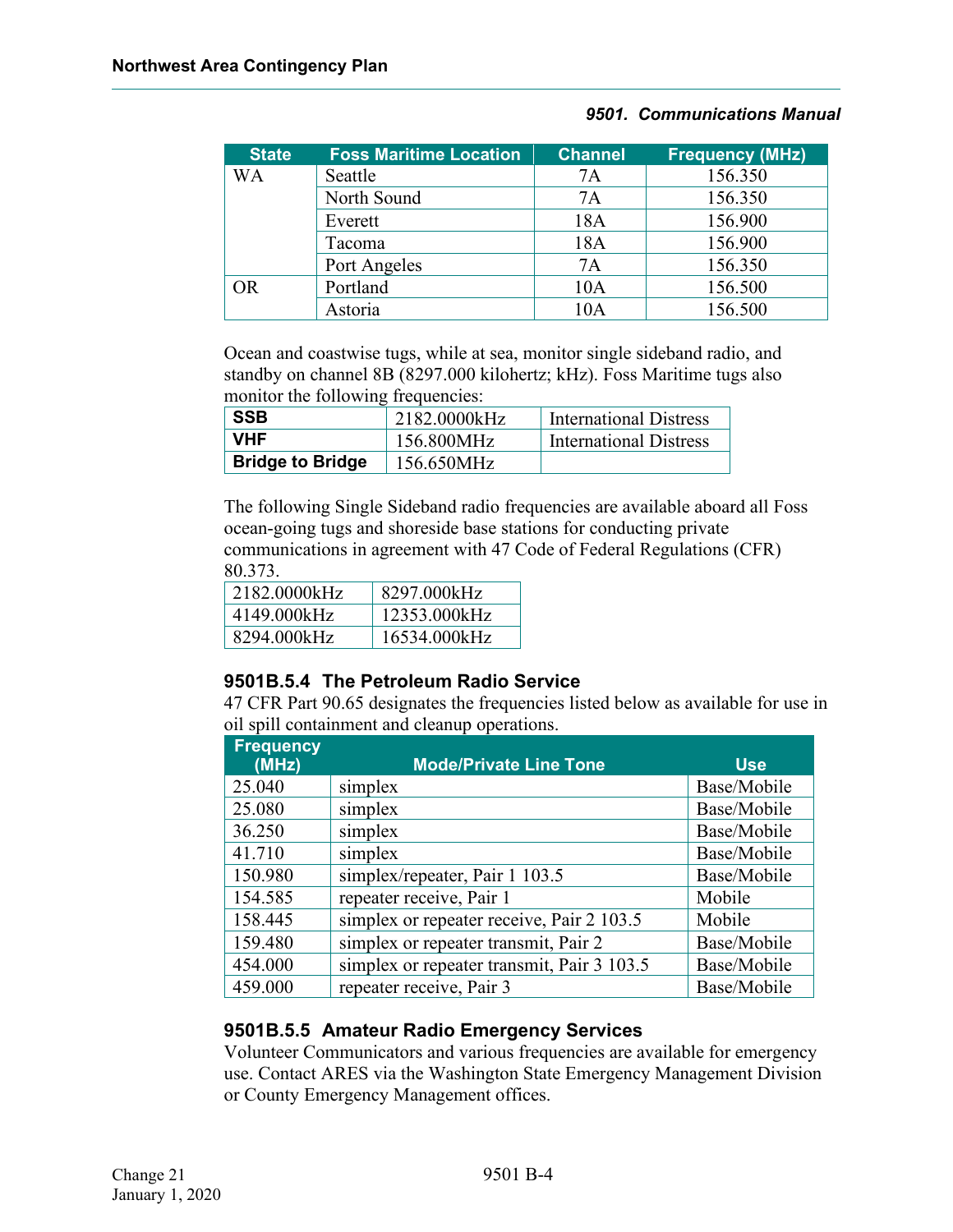| State | Foss Maritime Location | Channel | Frequency (MHz) |
|---|---|---|---|
| WA | Seattle | 7A | 156.350 |
| | North Sound | 7A | 156.350 |
| | Everett | 18A | 156.900 |
| | Tacoma | 18A | 156.900 |
| | Port Angeles | 7A | 156.350 |
| OR | Portland | 10A | 156.500 |
| | Astoria | 10A | 156.500 |

Ocean and coastwise tugs, while at sea, monitor single sideband radio, and standby on channel 8B (8297.000 kilohertz; kHz). Foss Maritime tugs also monitor the following frequencies:

| | | |
|---|---|---|
| **SSB** | 2182.0000kHz | International Distress |
| **VHF** | 156.800MHz | International Distress |
| **Bridge to Bridge** | 156.650MHz | |

The following Single Sideband radio frequencies are available aboard all Foss ocean-going tugs and shoreside base stations for conducting private communications in agreement with 47 Code of Federal Regulations (CFR) 80.373.

| | |
|---|---|
| 2182.0000kHz | 8297.000kHz |
| 4149.000kHz | 12353.000kHz |
| 8294.000kHz | 16534.000kHz |

### 9501B.5.4 The Petroleum Radio Service

47 CFR Part 90.65 designates the frequencies listed below as available for use in oil spill containment and cleanup operations.

| Frequency (MHz) | Mode/Private Line Tone | Use |
|---|---|---|
| 25.040 | simplex | Base/Mobile |
| 25.080 | simplex | Base/Mobile |
| 36.250 | simplex | Base/Mobile |
| 41.710 | simplex | Base/Mobile |
| 150.980 | simplex/repeater, Pair 1 103.5 | Base/Mobile |
| 154.585 | repeater receive, Pair 1 | Mobile |
| 158.445 | simplex or repeater receive, Pair 2 103.5 | Mobile |
| 159.480 | simplex or repeater transmit, Pair 2 | Base/Mobile |
| 454.000 | simplex or repeater transmit, Pair 3 103.5 | Base/Mobile |
| 459.000 | repeater receive, Pair 3 | Base/Mobile |

### 9501B.5.5 Amateur Radio Emergency Services

Volunteer Communicators and various frequencies are available for emergency use. Contact ARES via the Washington State Emergency Management Division or County Emergency Management offices.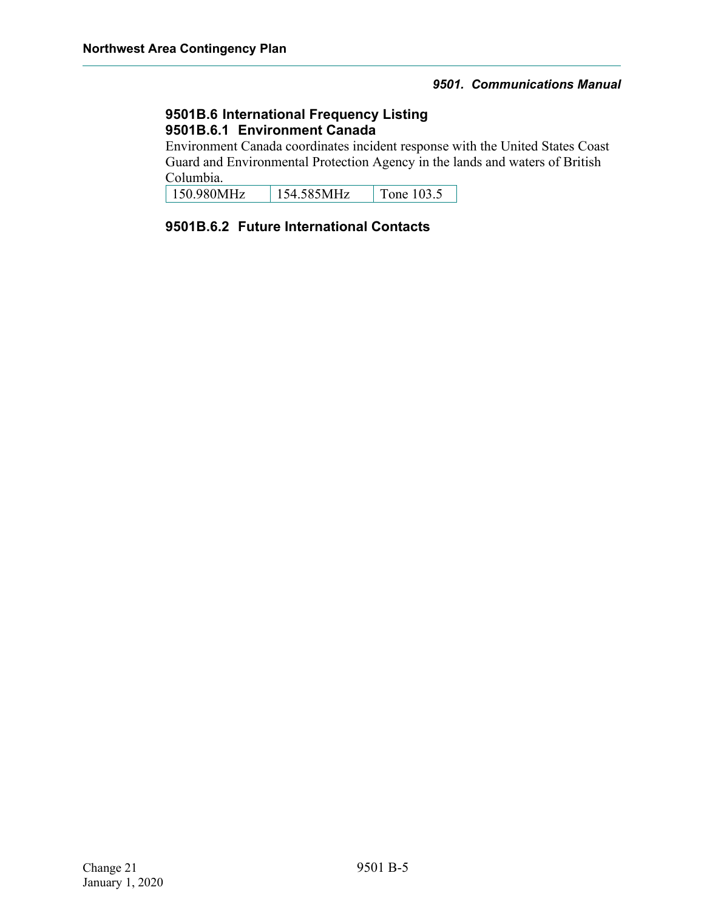### 9501B.6 International Frequency Listing

#### 9501B.6.1 Environment Canada

Environment Canada coordinates incident response with the United States Coast Guard and Environmental Protection Agency in the lands and waters of British Columbia.

| | | |
|---|---|---|
| 150.980MHz | 154.585MHz | Tone 103.5 |

#### 9501B.6.2 Future International Contacts